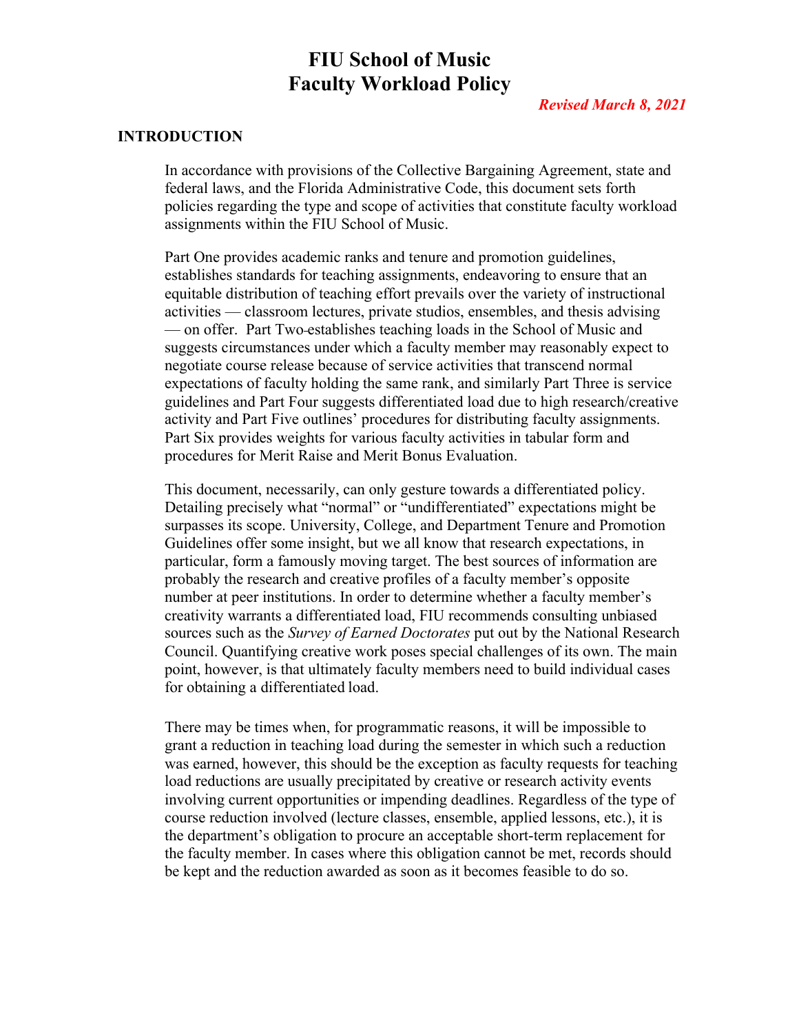# FIU School of Music
# Faculty Workload Policy

***Revised March 8, 2021***

## INTRODUCTION

In accordance with provisions of the Collective Bargaining Agreement, state and federal laws, and the Florida Administrative Code, this document sets forth policies regarding the type and scope of activities that constitute faculty workload assignments within the FIU School of Music.

Part One provides academic ranks and tenure and promotion guidelines, establishes standards for teaching assignments, endeavoring to ensure that an equitable distribution of teaching effort prevails over the variety of instructional activities — classroom lectures, private studios, ensembles, and thesis advising — on offer. Part Two establishes teaching loads in the School of Music and suggests circumstances under which a faculty member may reasonably expect to negotiate course release because of service activities that transcend normal expectations of faculty holding the same rank, and similarly Part Three is service guidelines and Part Four suggests differentiated load due to high research/creative activity and Part Five outlines' procedures for distributing faculty assignments. Part Six provides weights for various faculty activities in tabular form and procedures for Merit Raise and Merit Bonus Evaluation.

This document, necessarily, can only gesture towards a differentiated policy. Detailing precisely what "normal" or "undifferentiated" expectations might be surpasses its scope. University, College, and Department Tenure and Promotion Guidelines offer some insight, but we all know that research expectations, in particular, form a famously moving target. The best sources of information are probably the research and creative profiles of a faculty member's opposite number at peer institutions. In order to determine whether a faculty member's creativity warrants a differentiated load, FIU recommends consulting unbiased sources such as the *Survey of Earned Doctorates* put out by the National Research Council. Quantifying creative work poses special challenges of its own. The main point, however, is that ultimately faculty members need to build individual cases for obtaining a differentiated load.

There may be times when, for programmatic reasons, it will be impossible to grant a reduction in teaching load during the semester in which such a reduction was earned, however, this should be the exception as faculty requests for teaching load reductions are usually precipitated by creative or research activity events involving current opportunities or impending deadlines. Regardless of the type of course reduction involved (lecture classes, ensemble, applied lessons, etc.), it is the department's obligation to procure an acceptable short-term replacement for the faculty member. In cases where this obligation cannot be met, records should be kept and the reduction awarded as soon as it becomes feasible to do so.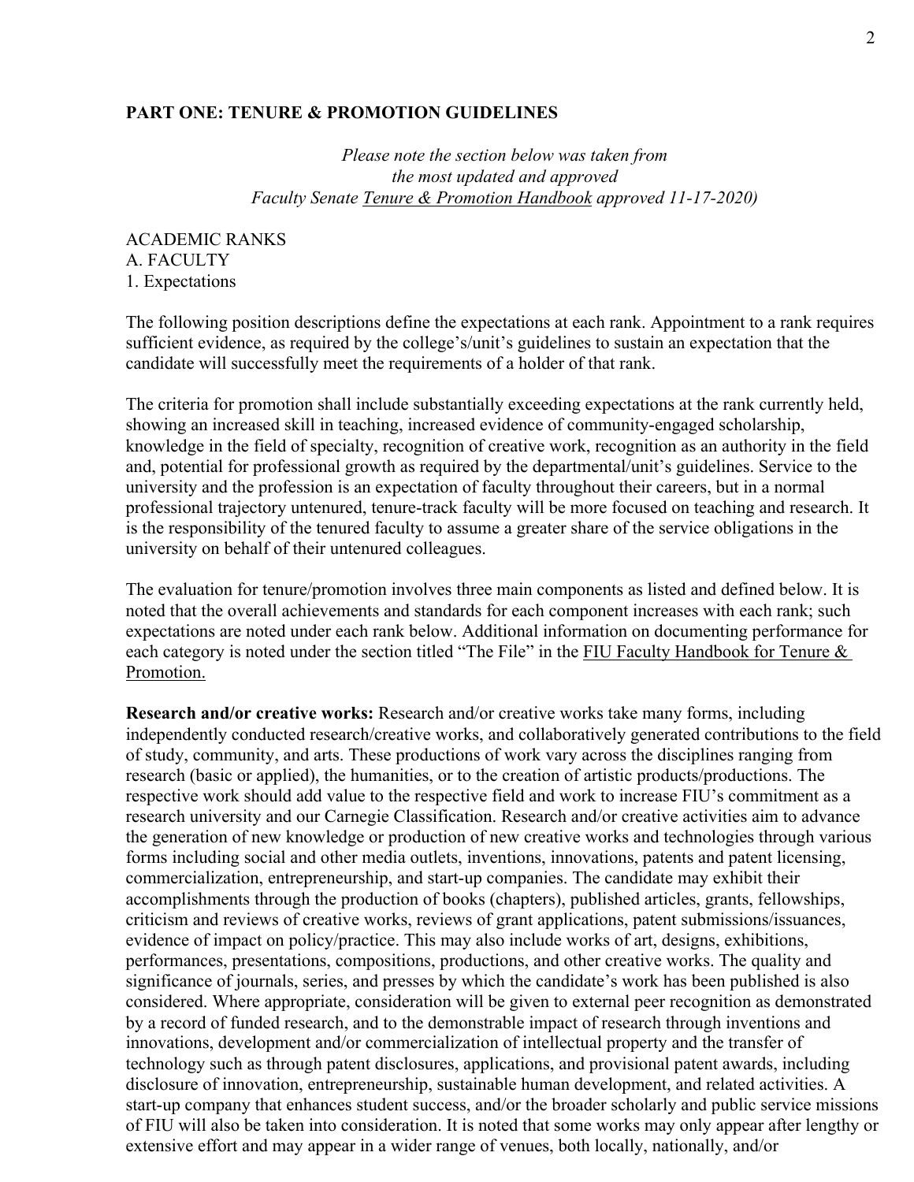## PART ONE: TENURE & PROMOTION GUIDELINES

*Please note the section below was taken from the most updated and approved Faculty Senate* *Tenure & Promotion Handbook* *approved 11-17-2020)*

ACADEMIC RANKS
A. FACULTY
1. Expectations

The following position descriptions define the expectations at each rank. Appointment to a rank requires sufficient evidence, as required by the college's/unit's guidelines to sustain an expectation that the candidate will successfully meet the requirements of a holder of that rank.

The criteria for promotion shall include substantially exceeding expectations at the rank currently held, showing an increased skill in teaching, increased evidence of community-engaged scholarship, knowledge in the field of specialty, recognition of creative work, recognition as an authority in the field and, potential for professional growth as required by the departmental/unit's guidelines. Service to the university and the profession is an expectation of faculty throughout their careers, but in a normal professional trajectory untenured, tenure-track faculty will be more focused on teaching and research. It is the responsibility of the tenured faculty to assume a greater share of the service obligations in the university on behalf of their untenured colleagues.

The evaluation for tenure/promotion involves three main components as listed and defined below. It is noted that the overall achievements and standards for each component increases with each rank; such expectations are noted under each rank below. Additional information on documenting performance for each category is noted under the section titled "The File" in the FIU Faculty Handbook for Tenure & Promotion.

**Research and/or creative works:** Research and/or creative works take many forms, including independently conducted research/creative works, and collaboratively generated contributions to the field of study, community, and arts. These productions of work vary across the disciplines ranging from research (basic or applied), the humanities, or to the creation of artistic products/productions. The respective work should add value to the respective field and work to increase FIU's commitment as a research university and our Carnegie Classification. Research and/or creative activities aim to advance the generation of new knowledge or production of new creative works and technologies through various forms including social and other media outlets, inventions, innovations, patents and patent licensing, commercialization, entrepreneurship, and start-up companies. The candidate may exhibit their accomplishments through the production of books (chapters), published articles, grants, fellowships, criticism and reviews of creative works, reviews of grant applications, patent submissions/issuances, evidence of impact on policy/practice. This may also include works of art, designs, exhibitions, performances, presentations, compositions, productions, and other creative works. The quality and significance of journals, series, and presses by which the candidate's work has been published is also considered. Where appropriate, consideration will be given to external peer recognition as demonstrated by a record of funded research, and to the demonstrable impact of research through inventions and innovations, development and/or commercialization of intellectual property and the transfer of technology such as through patent disclosures, applications, and provisional patent awards, including disclosure of innovation, entrepreneurship, sustainable human development, and related activities. A start-up company that enhances student success, and/or the broader scholarly and public service missions of FIU will also be taken into consideration. It is noted that some works may only appear after lengthy or extensive effort and may appear in a wider range of venues, both locally, nationally, and/or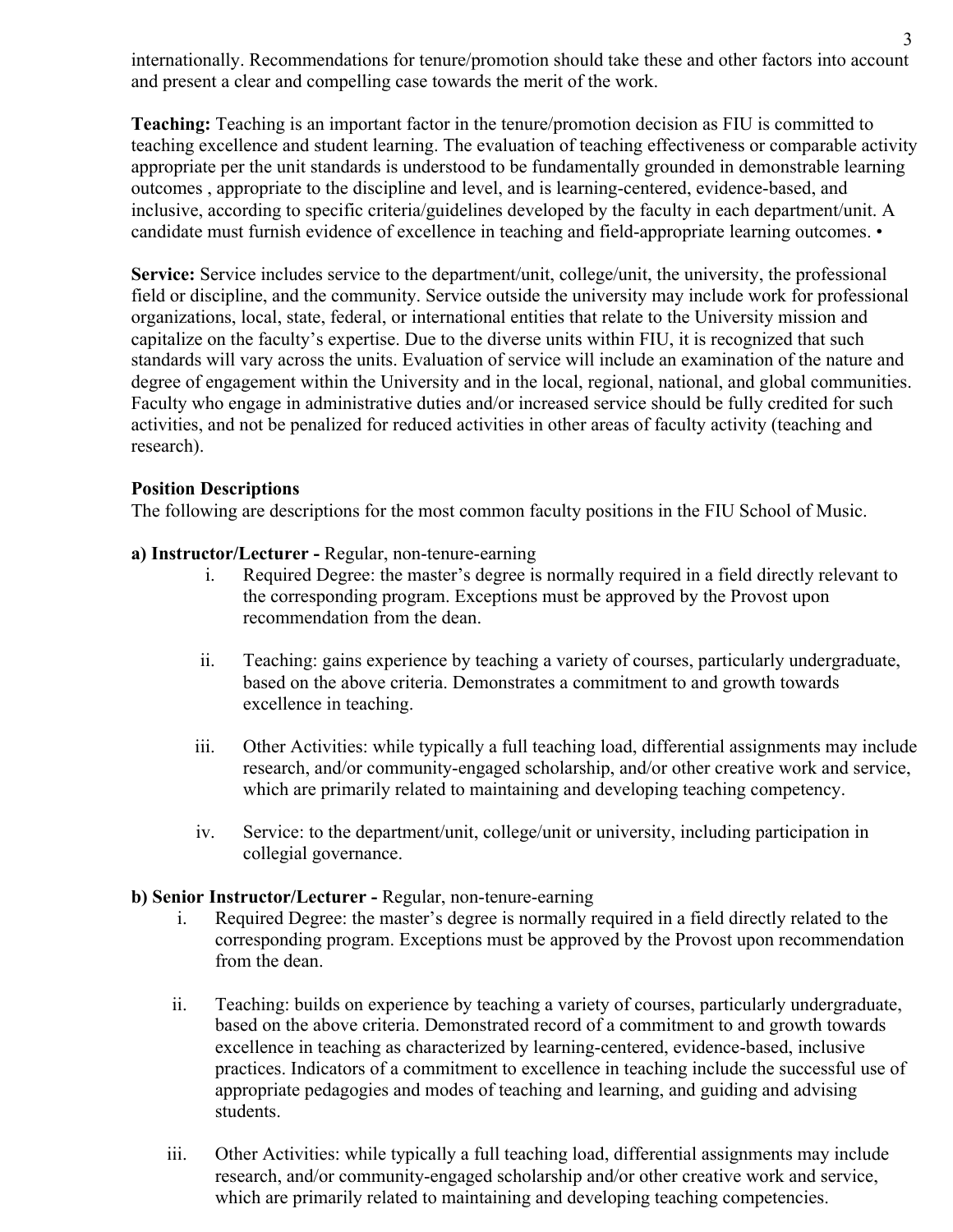internationally. Recommendations for tenure/promotion should take these and other factors into account and present a clear and compelling case towards the merit of the work.

**Teaching:** Teaching is an important factor in the tenure/promotion decision as FIU is committed to teaching excellence and student learning. The evaluation of teaching effectiveness or comparable activity appropriate per the unit standards is understood to be fundamentally grounded in demonstrable learning outcomes , appropriate to the discipline and level, and is learning-centered, evidence-based, and inclusive, according to specific criteria/guidelines developed by the faculty in each department/unit. A candidate must furnish evidence of excellence in teaching and field-appropriate learning outcomes. •

**Service:** Service includes service to the department/unit, college/unit, the university, the professional field or discipline, and the community. Service outside the university may include work for professional organizations, local, state, federal, or international entities that relate to the University mission and capitalize on the faculty's expertise. Due to the diverse units within FIU, it is recognized that such standards will vary across the units. Evaluation of service will include an examination of the nature and degree of engagement within the University and in the local, regional, national, and global communities. Faculty who engage in administrative duties and/or increased service should be fully credited for such activities, and not be penalized for reduced activities in other areas of faculty activity (teaching and research).

**Position Descriptions**

The following are descriptions for the most common faculty positions in the FIU School of Music.

**a) Instructor/Lecturer -** Regular, non-tenure-earning

i. Required Degree: the master's degree is normally required in a field directly relevant to the corresponding program. Exceptions must be approved by the Provost upon recommendation from the dean.

ii. Teaching: gains experience by teaching a variety of courses, particularly undergraduate, based on the above criteria. Demonstrates a commitment to and growth towards excellence in teaching.

iii. Other Activities: while typically a full teaching load, differential assignments may include research, and/or community-engaged scholarship, and/or other creative work and service, which are primarily related to maintaining and developing teaching competency.

iv. Service: to the department/unit, college/unit or university, including participation in collegial governance.

**b) Senior Instructor/Lecturer -** Regular, non-tenure-earning

i. Required Degree: the master's degree is normally required in a field directly related to the corresponding program. Exceptions must be approved by the Provost upon recommendation from the dean.

ii. Teaching: builds on experience by teaching a variety of courses, particularly undergraduate, based on the above criteria. Demonstrated record of a commitment to and growth towards excellence in teaching as characterized by learning-centered, evidence-based, inclusive practices. Indicators of a commitment to excellence in teaching include the successful use of appropriate pedagogies and modes of teaching and learning, and guiding and advising students.

iii. Other Activities: while typically a full teaching load, differential assignments may include research, and/or community-engaged scholarship and/or other creative work and service, which are primarily related to maintaining and developing teaching competencies.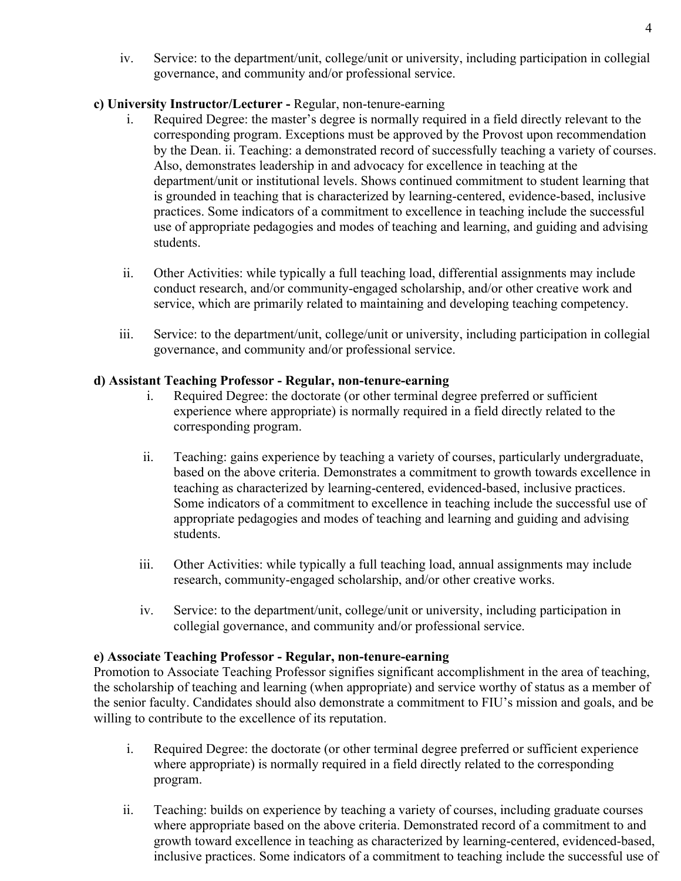iv. Service: to the department/unit, college/unit or university, including participation in collegial governance, and community and/or professional service.

**c) University Instructor/Lecturer -** Regular, non-tenure-earning

i. Required Degree: the master's degree is normally required in a field directly relevant to the corresponding program. Exceptions must be approved by the Provost upon recommendation by the Dean. ii. Teaching: a demonstrated record of successfully teaching a variety of courses. Also, demonstrates leadership in and advocacy for excellence in teaching at the department/unit or institutional levels. Shows continued commitment to student learning that is grounded in teaching that is characterized by learning-centered, evidence-based, inclusive practices. Some indicators of a commitment to excellence in teaching include the successful use of appropriate pedagogies and modes of teaching and learning, and guiding and advising students.

ii. Other Activities: while typically a full teaching load, differential assignments may include conduct research, and/or community-engaged scholarship, and/or other creative work and service, which are primarily related to maintaining and developing teaching competency.

iii. Service: to the department/unit, college/unit or university, including participation in collegial governance, and community and/or professional service.

**d) Assistant Teaching Professor - Regular, non-tenure-earning**

i. Required Degree: the doctorate (or other terminal degree preferred or sufficient experience where appropriate) is normally required in a field directly related to the corresponding program.

ii. Teaching: gains experience by teaching a variety of courses, particularly undergraduate, based on the above criteria. Demonstrates a commitment to growth towards excellence in teaching as characterized by learning-centered, evidenced-based, inclusive practices. Some indicators of a commitment to excellence in teaching include the successful use of appropriate pedagogies and modes of teaching and learning and guiding and advising students.

iii. Other Activities: while typically a full teaching load, annual assignments may include research, community-engaged scholarship, and/or other creative works.

iv. Service: to the department/unit, college/unit or university, including participation in collegial governance, and community and/or professional service.

**e) Associate Teaching Professor - Regular, non-tenure-earning**

Promotion to Associate Teaching Professor signifies significant accomplishment in the area of teaching, the scholarship of teaching and learning (when appropriate) and service worthy of status as a member of the senior faculty. Candidates should also demonstrate a commitment to FIU's mission and goals, and be willing to contribute to the excellence of its reputation.

i. Required Degree: the doctorate (or other terminal degree preferred or sufficient experience where appropriate) is normally required in a field directly related to the corresponding program.

ii. Teaching: builds on experience by teaching a variety of courses, including graduate courses where appropriate based on the above criteria. Demonstrated record of a commitment to and growth toward excellence in teaching as characterized by learning-centered, evidenced-based, inclusive practices. Some indicators of a commitment to teaching include the successful use of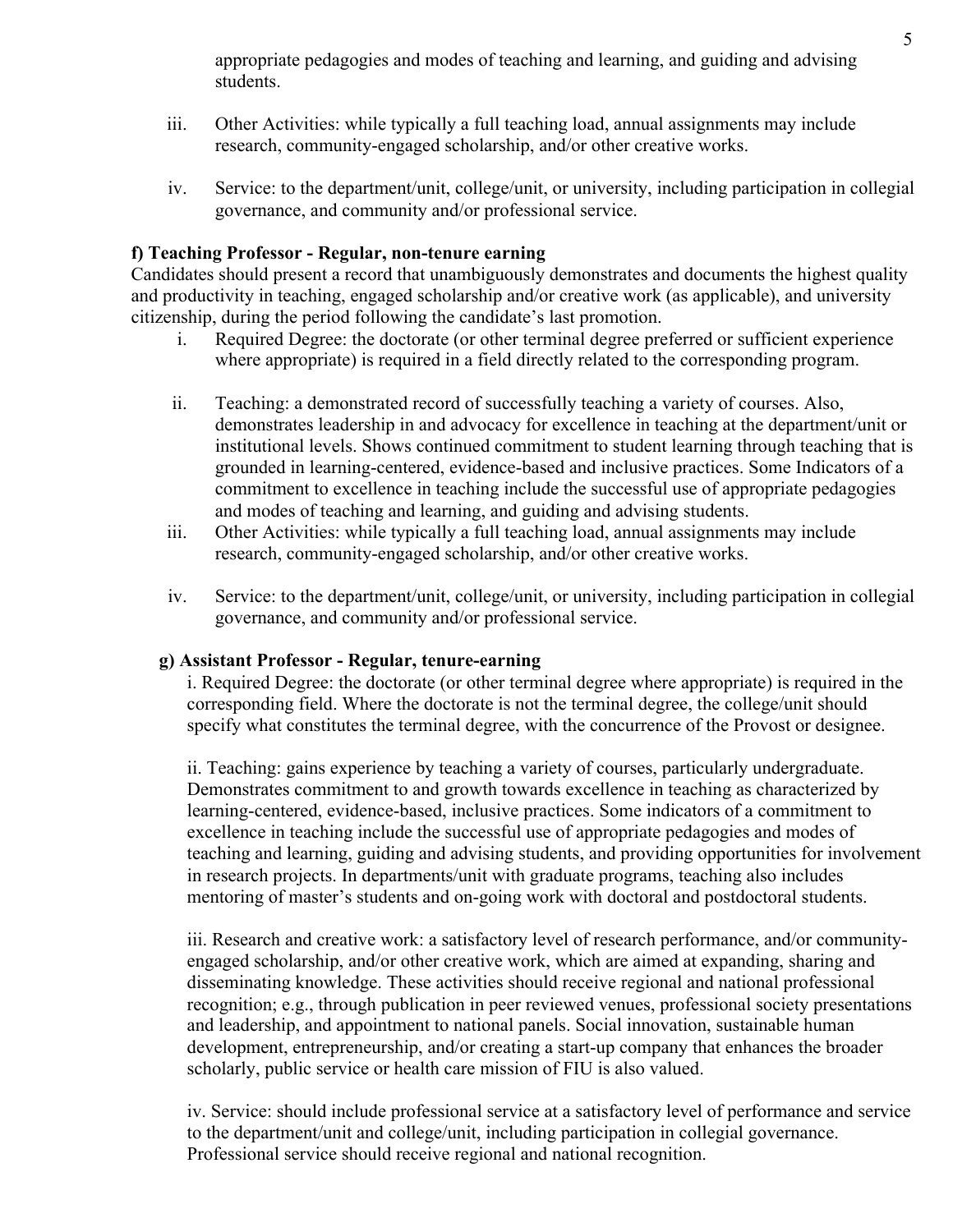appropriate pedagogies and modes of teaching and learning, and guiding and advising students.

iii. Other Activities: while typically a full teaching load, annual assignments may include research, community-engaged scholarship, and/or other creative works.

iv. Service: to the department/unit, college/unit, or university, including participation in collegial governance, and community and/or professional service.

**f) Teaching Professor - Regular, non-tenure earning**

Candidates should present a record that unambiguously demonstrates and documents the highest quality and productivity in teaching, engaged scholarship and/or creative work (as applicable), and university citizenship, during the period following the candidate's last promotion.

i. Required Degree: the doctorate (or other terminal degree preferred or sufficient experience where appropriate) is required in a field directly related to the corresponding program.

ii. Teaching: a demonstrated record of successfully teaching a variety of courses. Also, demonstrates leadership in and advocacy for excellence in teaching at the department/unit or institutional levels. Shows continued commitment to student learning through teaching that is grounded in learning-centered, evidence-based and inclusive practices. Some Indicators of a commitment to excellence in teaching include the successful use of appropriate pedagogies and modes of teaching and learning, and guiding and advising students.

iii. Other Activities: while typically a full teaching load, annual assignments may include research, community-engaged scholarship, and/or other creative works.

iv. Service: to the department/unit, college/unit, or university, including participation in collegial governance, and community and/or professional service.

**g) Assistant Professor - Regular, tenure-earning**

i. Required Degree: the doctorate (or other terminal degree where appropriate) is required in the corresponding field. Where the doctorate is not the terminal degree, the college/unit should specify what constitutes the terminal degree, with the concurrence of the Provost or designee.

ii. Teaching: gains experience by teaching a variety of courses, particularly undergraduate. Demonstrates commitment to and growth towards excellence in teaching as characterized by learning-centered, evidence-based, inclusive practices. Some indicators of a commitment to excellence in teaching include the successful use of appropriate pedagogies and modes of teaching and learning, guiding and advising students, and providing opportunities for involvement in research projects. In departments/unit with graduate programs, teaching also includes mentoring of master's students and on-going work with doctoral and postdoctoral students.

iii. Research and creative work: a satisfactory level of research performance, and/or community-engaged scholarship, and/or other creative work, which are aimed at expanding, sharing and disseminating knowledge. These activities should receive regional and national professional recognition; e.g., through publication in peer reviewed venues, professional society presentations and leadership, and appointment to national panels. Social innovation, sustainable human development, entrepreneurship, and/or creating a start-up company that enhances the broader scholarly, public service or health care mission of FIU is also valued.

iv. Service: should include professional service at a satisfactory level of performance and service to the department/unit and college/unit, including participation in collegial governance. Professional service should receive regional and national recognition.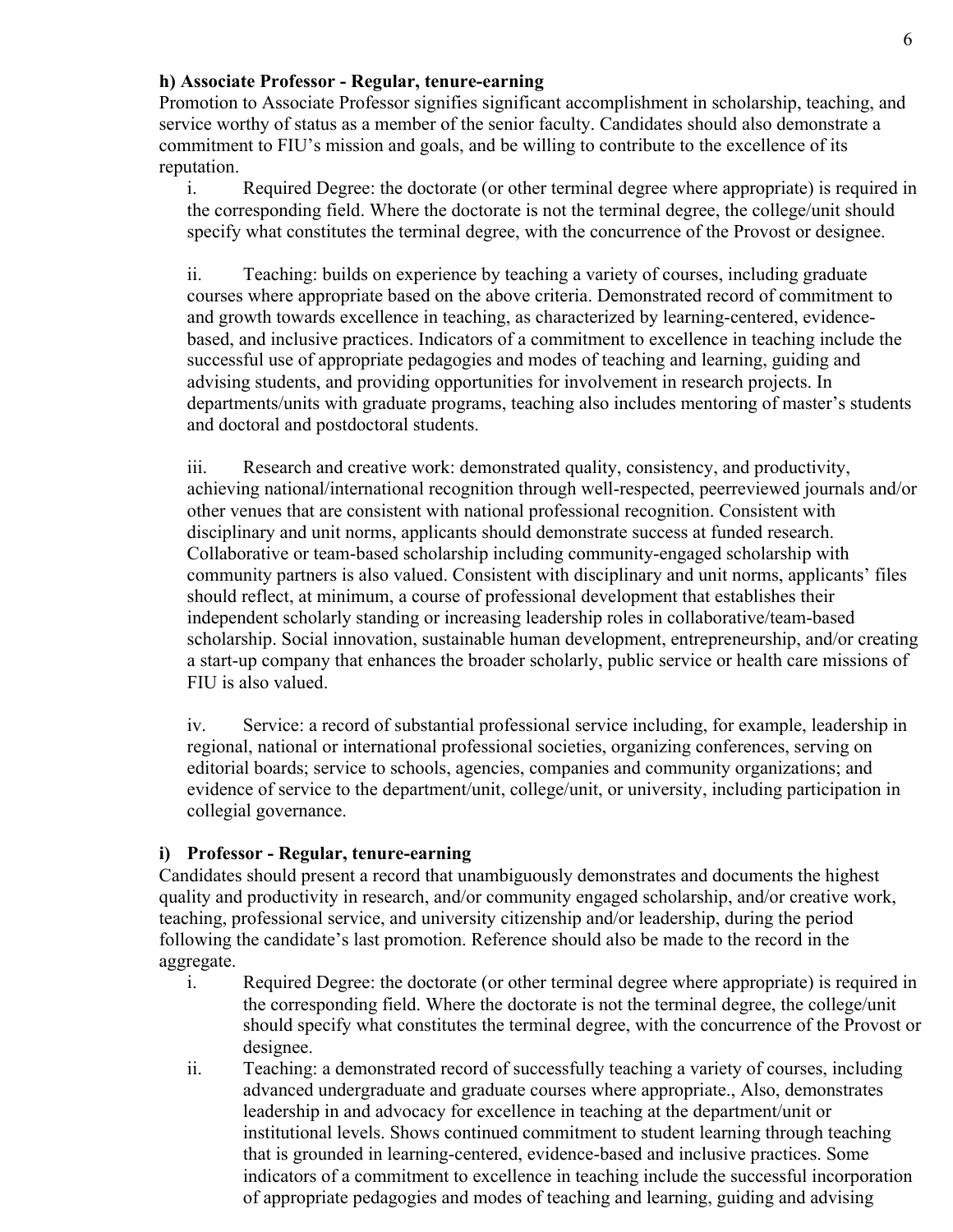**h) Associate Professor - Regular, tenure-earning**

Promotion to Associate Professor signifies significant accomplishment in scholarship, teaching, and service worthy of status as a member of the senior faculty. Candidates should also demonstrate a commitment to FIU's mission and goals, and be willing to contribute to the excellence of its reputation.

i. Required Degree: the doctorate (or other terminal degree where appropriate) is required in the corresponding field. Where the doctorate is not the terminal degree, the college/unit should specify what constitutes the terminal degree, with the concurrence of the Provost or designee.

ii. Teaching: builds on experience by teaching a variety of courses, including graduate courses where appropriate based on the above criteria. Demonstrated record of commitment to and growth towards excellence in teaching, as characterized by learning-centered, evidence-based, and inclusive practices. Indicators of a commitment to excellence in teaching include the successful use of appropriate pedagogies and modes of teaching and learning, guiding and advising students, and providing opportunities for involvement in research projects. In departments/units with graduate programs, teaching also includes mentoring of master's students and doctoral and postdoctoral students.

iii. Research and creative work: demonstrated quality, consistency, and productivity, achieving national/international recognition through well-respected, peerreviewed journals and/or other venues that are consistent with national professional recognition. Consistent with disciplinary and unit norms, applicants should demonstrate success at funded research. Collaborative or team-based scholarship including community-engaged scholarship with community partners is also valued. Consistent with disciplinary and unit norms, applicants' files should reflect, at minimum, a course of professional development that establishes their independent scholarly standing or increasing leadership roles in collaborative/team-based scholarship. Social innovation, sustainable human development, entrepreneurship, and/or creating a start-up company that enhances the broader scholarly, public service or health care missions of FIU is also valued.

iv. Service: a record of substantial professional service including, for example, leadership in regional, national or international professional societies, organizing conferences, serving on editorial boards; service to schools, agencies, companies and community organizations; and evidence of service to the department/unit, college/unit, or university, including participation in collegial governance.

**i) Professor - Regular, tenure-earning**

Candidates should present a record that unambiguously demonstrates and documents the highest quality and productivity in research, and/or community engaged scholarship, and/or creative work, teaching, professional service, and university citizenship and/or leadership, during the period following the candidate's last promotion. Reference should also be made to the record in the aggregate.

i. Required Degree: the doctorate (or other terminal degree where appropriate) is required in the corresponding field. Where the doctorate is not the terminal degree, the college/unit should specify what constitutes the terminal degree, with the concurrence of the Provost or designee.

ii. Teaching: a demonstrated record of successfully teaching a variety of courses, including advanced undergraduate and graduate courses where appropriate., Also, demonstrates leadership in and advocacy for excellence in teaching at the department/unit or institutional levels. Shows continued commitment to student learning through teaching that is grounded in learning-centered, evidence-based and inclusive practices. Some indicators of a commitment to excellence in teaching include the successful incorporation of appropriate pedagogies and modes of teaching and learning, guiding and advising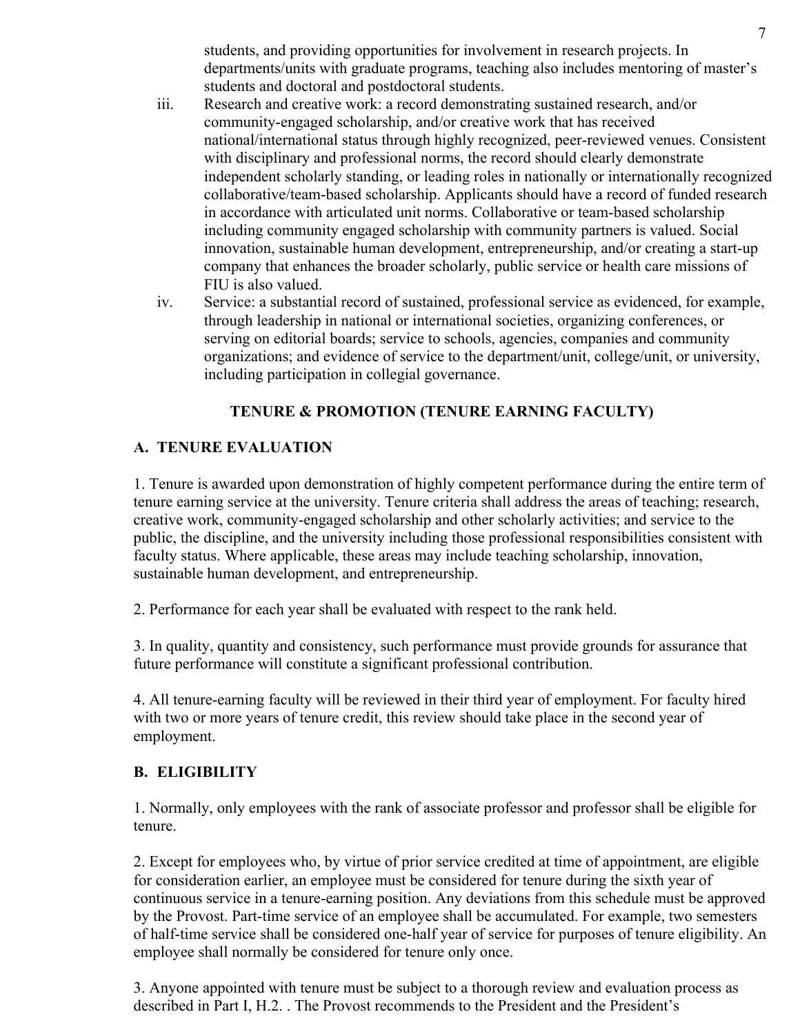students, and providing opportunities for involvement in research projects. In departments/units with graduate programs, teaching also includes mentoring of master's students and doctoral and postdoctoral students.

iii. Research and creative work: a record demonstrating sustained research, and/or community-engaged scholarship, and/or creative work that has received national/international status through highly recognized, peer-reviewed venues. Consistent with disciplinary and professional norms, the record should clearly demonstrate independent scholarly standing, or leading roles in nationally or internationally recognized collaborative/team-based scholarship. Applicants should have a record of funded research in accordance with articulated unit norms. Collaborative or team-based scholarship including community engaged scholarship with community partners is valued. Social innovation, sustainable human development, entrepreneurship, and/or creating a start-up company that enhances the broader scholarly, public service or health care missions of FIU is also valued.

iv. Service: a substantial record of sustained, professional service as evidenced, for example, through leadership in national or international societies, organizing conferences, or serving on editorial boards; service to schools, agencies, companies and community organizations; and evidence of service to the department/unit, college/unit, or university, including participation in collegial governance.

## TENURE & PROMOTION (TENURE EARNING FACULTY)

### A. TENURE EVALUATION

1. Tenure is awarded upon demonstration of highly competent performance during the entire term of tenure earning service at the university. Tenure criteria shall address the areas of teaching; research, creative work, community-engaged scholarship and other scholarly activities; and service to the public, the discipline, and the university including those professional responsibilities consistent with faculty status. Where applicable, these areas may include teaching scholarship, innovation, sustainable human development, and entrepreneurship.

2. Performance for each year shall be evaluated with respect to the rank held.

3. In quality, quantity and consistency, such performance must provide grounds for assurance that future performance will constitute a significant professional contribution.

4. All tenure-earning faculty will be reviewed in their third year of employment. For faculty hired with two or more years of tenure credit, this review should take place in the second year of employment.

### B. ELIGIBILITY

1. Normally, only employees with the rank of associate professor and professor shall be eligible for tenure.

2. Except for employees who, by virtue of prior service credited at time of appointment, are eligible for consideration earlier, an employee must be considered for tenure during the sixth year of continuous service in a tenure-earning position. Any deviations from this schedule must be approved by the Provost. Part-time service of an employee shall be accumulated. For example, two semesters of half-time service shall be considered one-half year of service for purposes of tenure eligibility. An employee shall normally be considered for tenure only once.

3. Anyone appointed with tenure must be subject to a thorough review and evaluation process as described in Part I, H.2. . The Provost recommends to the President and the President's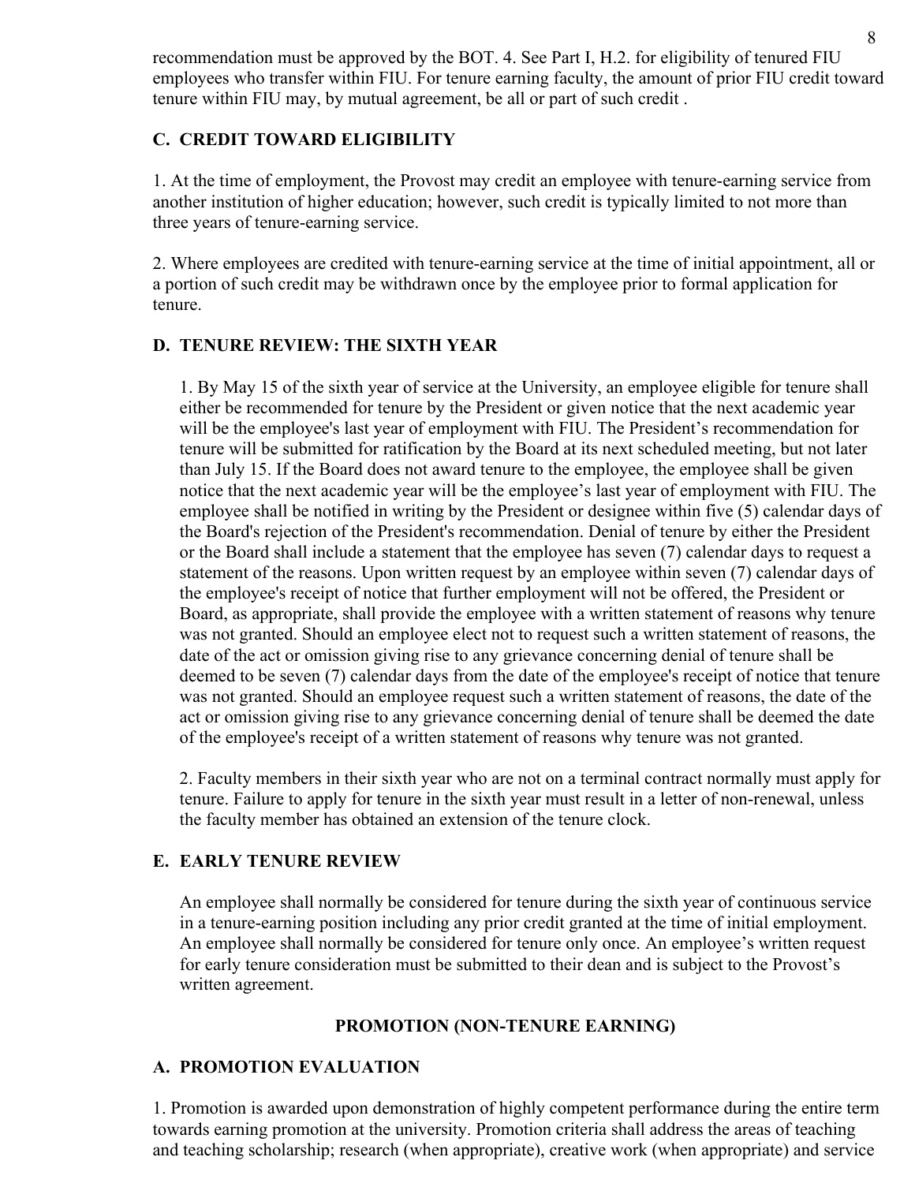recommendation must be approved by the BOT. 4. See Part I, H.2. for eligibility of tenured FIU employees who transfer within FIU. For tenure earning faculty, the amount of prior FIU credit toward tenure within FIU may, by mutual agreement, be all or part of such credit .

### C. CREDIT TOWARD ELIGIBILITY

1. At the time of employment, the Provost may credit an employee with tenure-earning service from another institution of higher education; however, such credit is typically limited to not more than three years of tenure-earning service.

2. Where employees are credited with tenure-earning service at the time of initial appointment, all or a portion of such credit may be withdrawn once by the employee prior to formal application for tenure.

### D. TENURE REVIEW: THE SIXTH YEAR

1. By May 15 of the sixth year of service at the University, an employee eligible for tenure shall either be recommended for tenure by the President or given notice that the next academic year will be the employee's last year of employment with FIU. The President's recommendation for tenure will be submitted for ratification by the Board at its next scheduled meeting, but not later than July 15. If the Board does not award tenure to the employee, the employee shall be given notice that the next academic year will be the employee's last year of employment with FIU. The employee shall be notified in writing by the President or designee within five (5) calendar days of the Board's rejection of the President's recommendation. Denial of tenure by either the President or the Board shall include a statement that the employee has seven (7) calendar days to request a statement of the reasons. Upon written request by an employee within seven (7) calendar days of the employee's receipt of notice that further employment will not be offered, the President or Board, as appropriate, shall provide the employee with a written statement of reasons why tenure was not granted. Should an employee elect not to request such a written statement of reasons, the date of the act or omission giving rise to any grievance concerning denial of tenure shall be deemed to be seven (7) calendar days from the date of the employee's receipt of notice that tenure was not granted. Should an employee request such a written statement of reasons, the date of the act or omission giving rise to any grievance concerning denial of tenure shall be deemed the date of the employee's receipt of a written statement of reasons why tenure was not granted.

2. Faculty members in their sixth year who are not on a terminal contract normally must apply for tenure. Failure to apply for tenure in the sixth year must result in a letter of non-renewal, unless the faculty member has obtained an extension of the tenure clock.

### E. EARLY TENURE REVIEW

An employee shall normally be considered for tenure during the sixth year of continuous service in a tenure-earning position including any prior credit granted at the time of initial employment. An employee shall normally be considered for tenure only once. An employee's written request for early tenure consideration must be submitted to their dean and is subject to the Provost's written agreement.

## PROMOTION (NON-TENURE EARNING)

### A. PROMOTION EVALUATION

1. Promotion is awarded upon demonstration of highly competent performance during the entire term towards earning promotion at the university. Promotion criteria shall address the areas of teaching and teaching scholarship; research (when appropriate), creative work (when appropriate) and service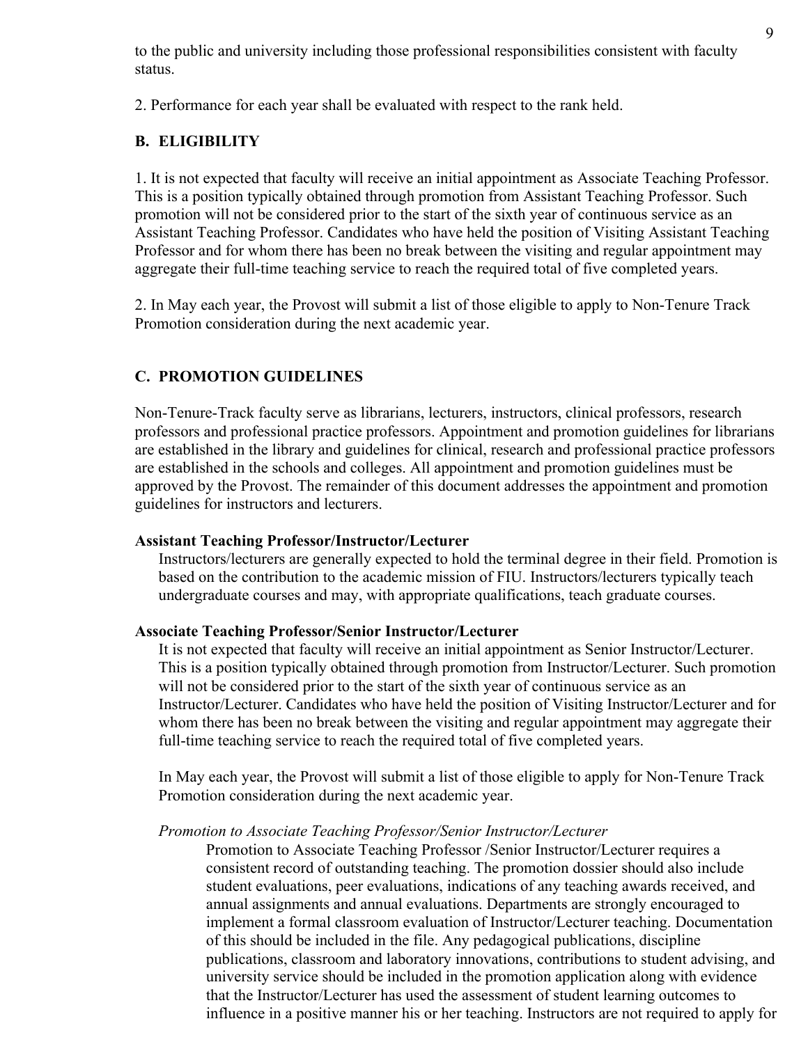to the public and university including those professional responsibilities consistent with faculty status.

2. Performance for each year shall be evaluated with respect to the rank held.

### B. ELIGIBILITY

1. It is not expected that faculty will receive an initial appointment as Associate Teaching Professor. This is a position typically obtained through promotion from Assistant Teaching Professor. Such promotion will not be considered prior to the start of the sixth year of continuous service as an Assistant Teaching Professor. Candidates who have held the position of Visiting Assistant Teaching Professor and for whom there has been no break between the visiting and regular appointment may aggregate their full-time teaching service to reach the required total of five completed years.

2. In May each year, the Provost will submit a list of those eligible to apply to Non-Tenure Track Promotion consideration during the next academic year.

### C. PROMOTION GUIDELINES

Non-Tenure-Track faculty serve as librarians, lecturers, instructors, clinical professors, research professors and professional practice professors. Appointment and promotion guidelines for librarians are established in the library and guidelines for clinical, research and professional practice professors are established in the schools and colleges. All appointment and promotion guidelines must be approved by the Provost. The remainder of this document addresses the appointment and promotion guidelines for instructors and lecturers.

**Assistant Teaching Professor/Instructor/Lecturer**

Instructors/lecturers are generally expected to hold the terminal degree in their field. Promotion is based on the contribution to the academic mission of FIU. Instructors/lecturers typically teach undergraduate courses and may, with appropriate qualifications, teach graduate courses.

**Associate Teaching Professor/Senior Instructor/Lecturer**

It is not expected that faculty will receive an initial appointment as Senior Instructor/Lecturer. This is a position typically obtained through promotion from Instructor/Lecturer. Such promotion will not be considered prior to the start of the sixth year of continuous service as an Instructor/Lecturer. Candidates who have held the position of Visiting Instructor/Lecturer and for whom there has been no break between the visiting and regular appointment may aggregate their full-time teaching service to reach the required total of five completed years.

In May each year, the Provost will submit a list of those eligible to apply for Non-Tenure Track Promotion consideration during the next academic year.

*Promotion to Associate Teaching Professor/Senior Instructor/Lecturer*

Promotion to Associate Teaching Professor /Senior Instructor/Lecturer requires a consistent record of outstanding teaching. The promotion dossier should also include student evaluations, peer evaluations, indications of any teaching awards received, and annual assignments and annual evaluations. Departments are strongly encouraged to implement a formal classroom evaluation of Instructor/Lecturer teaching. Documentation of this should be included in the file. Any pedagogical publications, discipline publications, classroom and laboratory innovations, contributions to student advising, and university service should be included in the promotion application along with evidence that the Instructor/Lecturer has used the assessment of student learning outcomes to influence in a positive manner his or her teaching. Instructors are not required to apply for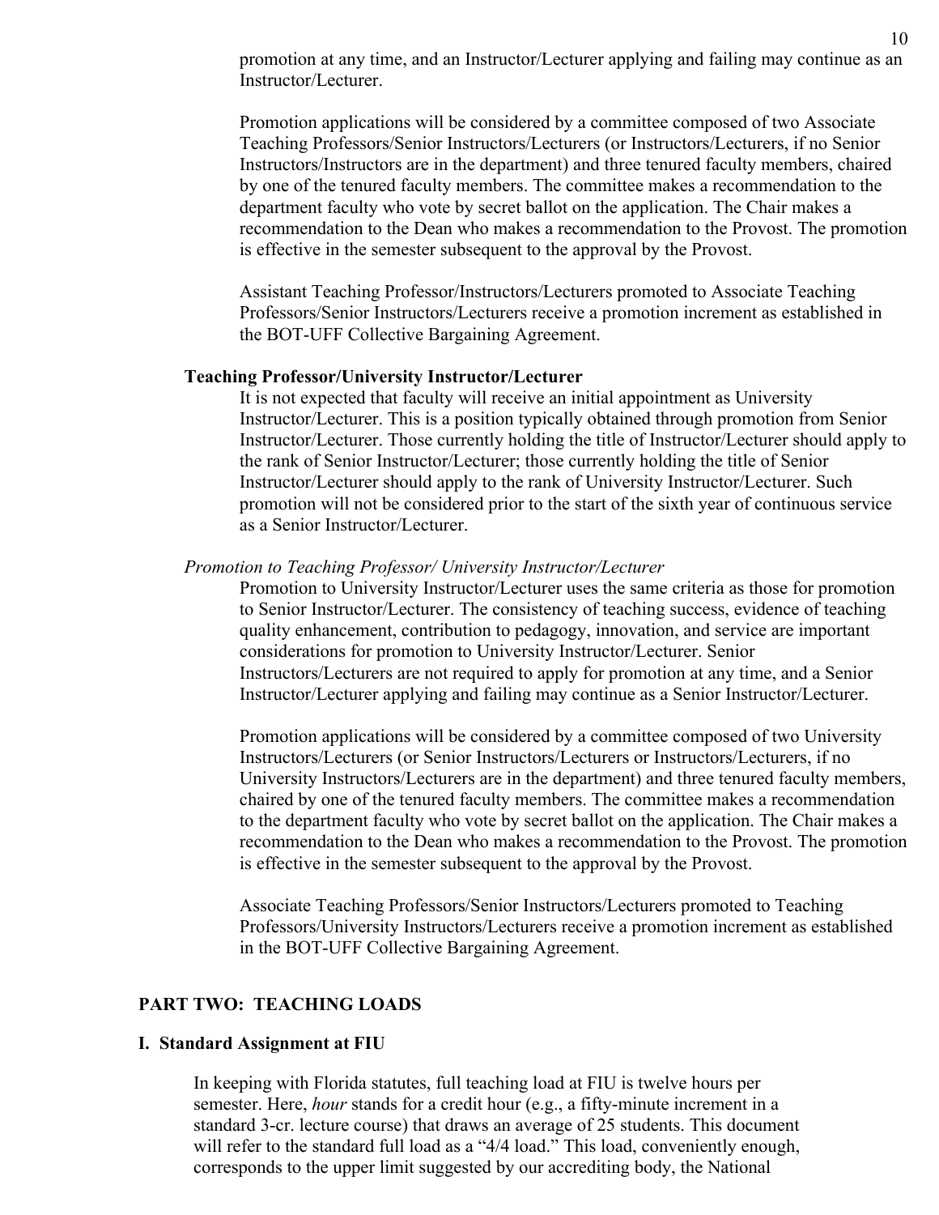promotion at any time, and an Instructor/Lecturer applying and failing may continue as an Instructor/Lecturer.

Promotion applications will be considered by a committee composed of two Associate Teaching Professors/Senior Instructors/Lecturers (or Instructors/Lecturers, if no Senior Instructors/Instructors are in the department) and three tenured faculty members, chaired by one of the tenured faculty members. The committee makes a recommendation to the department faculty who vote by secret ballot on the application. The Chair makes a recommendation to the Dean who makes a recommendation to the Provost. The promotion is effective in the semester subsequent to the approval by the Provost.

Assistant Teaching Professor/Instructors/Lecturers promoted to Associate Teaching Professors/Senior Instructors/Lecturers receive a promotion increment as established in the BOT-UFF Collective Bargaining Agreement.

**Teaching Professor/University Instructor/Lecturer**

It is not expected that faculty will receive an initial appointment as University Instructor/Lecturer. This is a position typically obtained through promotion from Senior Instructor/Lecturer. Those currently holding the title of Instructor/Lecturer should apply to the rank of Senior Instructor/Lecturer; those currently holding the title of Senior Instructor/Lecturer should apply to the rank of University Instructor/Lecturer. Such promotion will not be considered prior to the start of the sixth year of continuous service as a Senior Instructor/Lecturer.

*Promotion to Teaching Professor/ University Instructor/Lecturer*

Promotion to University Instructor/Lecturer uses the same criteria as those for promotion to Senior Instructor/Lecturer. The consistency of teaching success, evidence of teaching quality enhancement, contribution to pedagogy, innovation, and service are important considerations for promotion to University Instructor/Lecturer. Senior Instructors/Lecturers are not required to apply for promotion at any time, and a Senior Instructor/Lecturer applying and failing may continue as a Senior Instructor/Lecturer.

Promotion applications will be considered by a committee composed of two University Instructors/Lecturers (or Senior Instructors/Lecturers or Instructors/Lecturers, if no University Instructors/Lecturers are in the department) and three tenured faculty members, chaired by one of the tenured faculty members. The committee makes a recommendation to the department faculty who vote by secret ballot on the application. The Chair makes a recommendation to the Dean who makes a recommendation to the Provost. The promotion is effective in the semester subsequent to the approval by the Provost.

Associate Teaching Professors/Senior Instructors/Lecturers promoted to Teaching Professors/University Instructors/Lecturers receive a promotion increment as established in the BOT-UFF Collective Bargaining Agreement.

## PART TWO: TEACHING LOADS

### I. Standard Assignment at FIU

In keeping with Florida statutes, full teaching load at FIU is twelve hours per semester. Here, *hour* stands for a credit hour (e.g., a fifty-minute increment in a standard 3-cr. lecture course) that draws an average of 25 students. This document will refer to the standard full load as a "4/4 load." This load, conveniently enough, corresponds to the upper limit suggested by our accrediting body, the National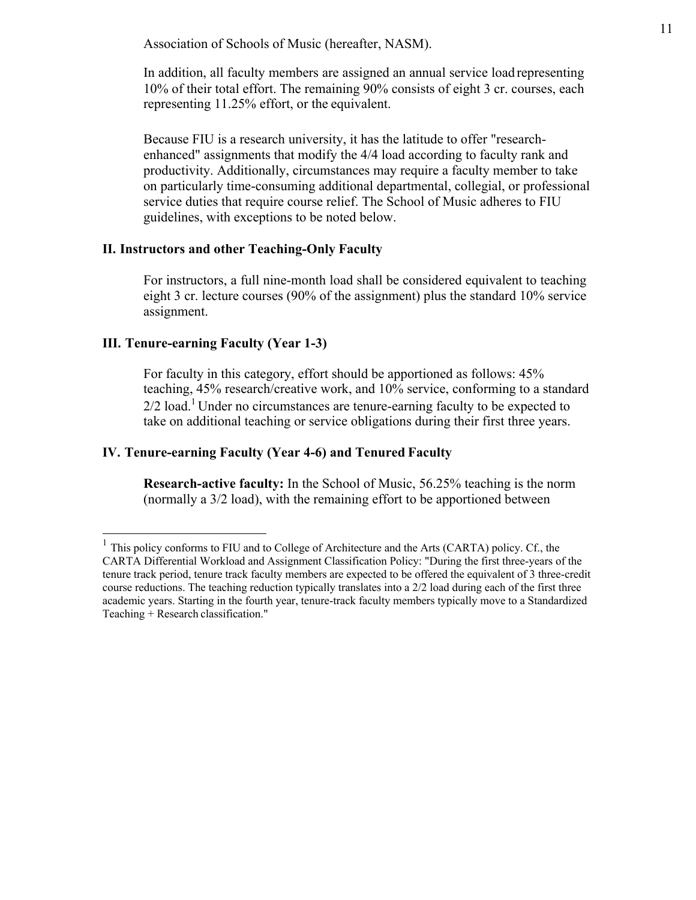Association of Schools of Music (hereafter, NASM).

In addition, all faculty members are assigned an annual service load representing 10% of their total effort. The remaining 90% consists of eight 3 cr. courses, each representing 11.25% effort, or the equivalent.

Because FIU is a research university, it has the latitude to offer "research-enhanced" assignments that modify the 4/4 load according to faculty rank and productivity. Additionally, circumstances may require a faculty member to take on particularly time-consuming additional departmental, collegial, or professional service duties that require course relief. The School of Music adheres to FIU guidelines, with exceptions to be noted below.

### II. Instructors and other Teaching-Only Faculty

For instructors, a full nine-month load shall be considered equivalent to teaching eight 3 cr. lecture courses (90% of the assignment) plus the standard 10% service assignment.

### III. Tenure-earning Faculty (Year 1-3)

For faculty in this category, effort should be apportioned as follows: 45% teaching, 45% research/creative work, and 10% service, conforming to a standard 2/2 load.[1] Under no circumstances are tenure-earning faculty to be expected to take on additional teaching or service obligations during their first three years.

### IV. Tenure-earning Faculty (Year 4-6) and Tenured Faculty

**Research-active faculty:** In the School of Music, 56.25% teaching is the norm (normally a 3/2 load), with the remaining effort to be apportioned between

---

[1] This policy conforms to FIU and to College of Architecture and the Arts (CARTA) policy. Cf., the CARTA Differential Workload and Assignment Classification Policy: "During the first three-years of the tenure track period, tenure track faculty members are expected to be offered the equivalent of 3 three-credit course reductions. The teaching reduction typically translates into a 2/2 load during each of the first three academic years. Starting in the fourth year, tenure-track faculty members typically move to a Standardized Teaching + Research classification."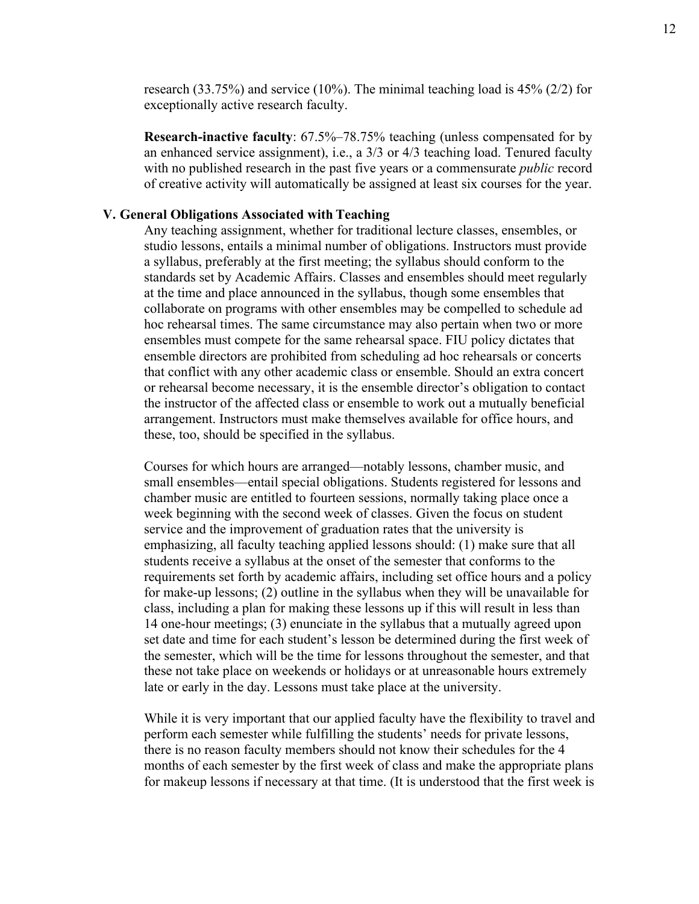research (33.75%) and service (10%). The minimal teaching load is 45% (2/2) for exceptionally active research faculty.

**Research-inactive faculty**: 67.5%–78.75% teaching (unless compensated for by an enhanced service assignment), i.e., a 3/3 or 4/3 teaching load. Tenured faculty with no published research in the past five years or a commensurate *public* record of creative activity will automatically be assigned at least six courses for the year.

## V. General Obligations Associated with Teaching

Any teaching assignment, whether for traditional lecture classes, ensembles, or studio lessons, entails a minimal number of obligations. Instructors must provide a syllabus, preferably at the first meeting; the syllabus should conform to the standards set by Academic Affairs. Classes and ensembles should meet regularly at the time and place announced in the syllabus, though some ensembles that collaborate on programs with other ensembles may be compelled to schedule ad hoc rehearsal times. The same circumstance may also pertain when two or more ensembles must compete for the same rehearsal space. FIU policy dictates that ensemble directors are prohibited from scheduling ad hoc rehearsals or concerts that conflict with any other academic class or ensemble. Should an extra concert or rehearsal become necessary, it is the ensemble director's obligation to contact the instructor of the affected class or ensemble to work out a mutually beneficial arrangement. Instructors must make themselves available for office hours, and these, too, should be specified in the syllabus.

Courses for which hours are arranged—notably lessons, chamber music, and small ensembles—entail special obligations. Students registered for lessons and chamber music are entitled to fourteen sessions, normally taking place once a week beginning with the second week of classes. Given the focus on student service and the improvement of graduation rates that the university is emphasizing, all faculty teaching applied lessons should: (1) make sure that all students receive a syllabus at the onset of the semester that conforms to the requirements set forth by academic affairs, including set office hours and a policy for make-up lessons; (2) outline in the syllabus when they will be unavailable for class, including a plan for making these lessons up if this will result in less than 14 one-hour meetings; (3) enunciate in the syllabus that a mutually agreed upon set date and time for each student's lesson be determined during the first week of the semester, which will be the time for lessons throughout the semester, and that these not take place on weekends or holidays or at unreasonable hours extremely late or early in the day. Lessons must take place at the university.

While it is very important that our applied faculty have the flexibility to travel and perform each semester while fulfilling the students' needs for private lessons, there is no reason faculty members should not know their schedules for the 4 months of each semester by the first week of class and make the appropriate plans for makeup lessons if necessary at that time. (It is understood that the first week is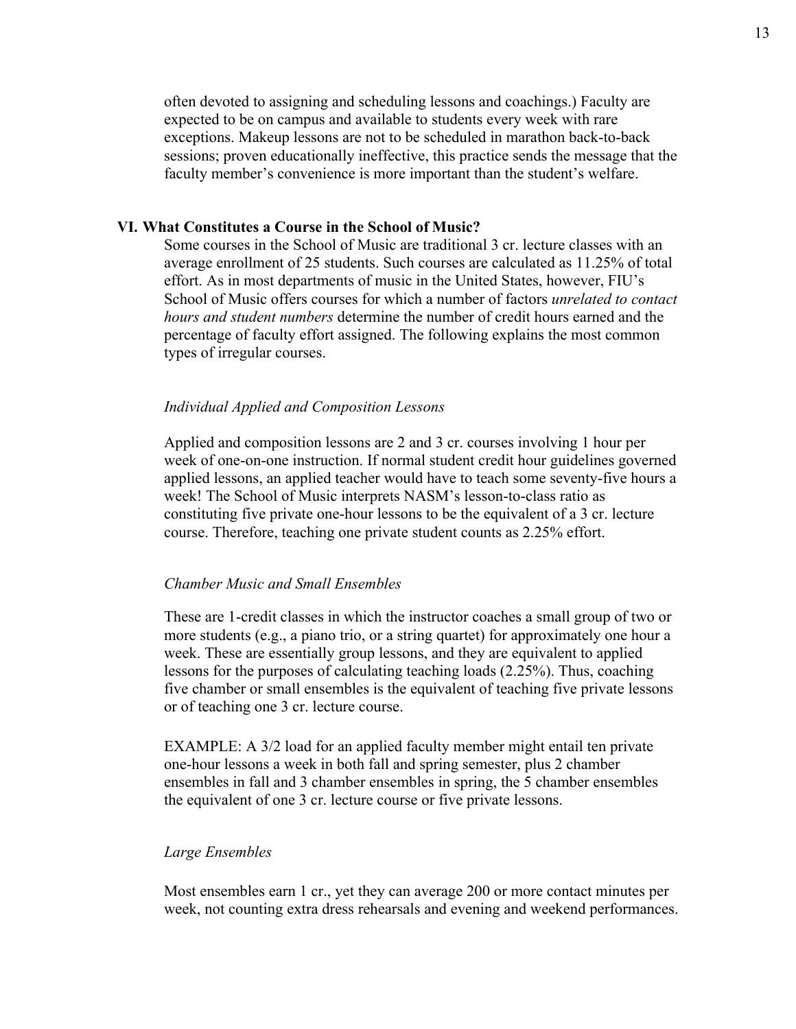often devoted to assigning and scheduling lessons and coachings.) Faculty are expected to be on campus and available to students every week with rare exceptions. Makeup lessons are not to be scheduled in marathon back-to-back sessions; proven educationally ineffective, this practice sends the message that the faculty member's convenience is more important than the student's welfare.

## VI. What Constitutes a Course in the School of Music?

Some courses in the School of Music are traditional 3 cr. lecture classes with an average enrollment of 25 students. Such courses are calculated as 11.25% of total effort. As in most departments of music in the United States, however, FIU's School of Music offers courses for which a number of factors *unrelated to contact hours and student numbers* determine the number of credit hours earned and the percentage of faculty effort assigned. The following explains the most common types of irregular courses.

*Individual Applied and Composition Lessons*

Applied and composition lessons are 2 and 3 cr. courses involving 1 hour per week of one-on-one instruction. If normal student credit hour guidelines governed applied lessons, an applied teacher would have to teach some seventy-five hours a week! The School of Music interprets NASM's lesson-to-class ratio as constituting five private one-hour lessons to be the equivalent of a 3 cr. lecture course. Therefore, teaching one private student counts as 2.25% effort.

*Chamber Music and Small Ensembles*

These are 1-credit classes in which the instructor coaches a small group of two or more students (e.g., a piano trio, or a string quartet) for approximately one hour a week. These are essentially group lessons, and they are equivalent to applied lessons for the purposes of calculating teaching loads (2.25%). Thus, coaching five chamber or small ensembles is the equivalent of teaching five private lessons or of teaching one 3 cr. lecture course.

EXAMPLE: A 3/2 load for an applied faculty member might entail ten private one-hour lessons a week in both fall and spring semester, plus 2 chamber ensembles in fall and 3 chamber ensembles in spring, the 5 chamber ensembles the equivalent of one 3 cr. lecture course or five private lessons.

*Large Ensembles*

Most ensembles earn 1 cr., yet they can average 200 or more contact minutes per week, not counting extra dress rehearsals and evening and weekend performances.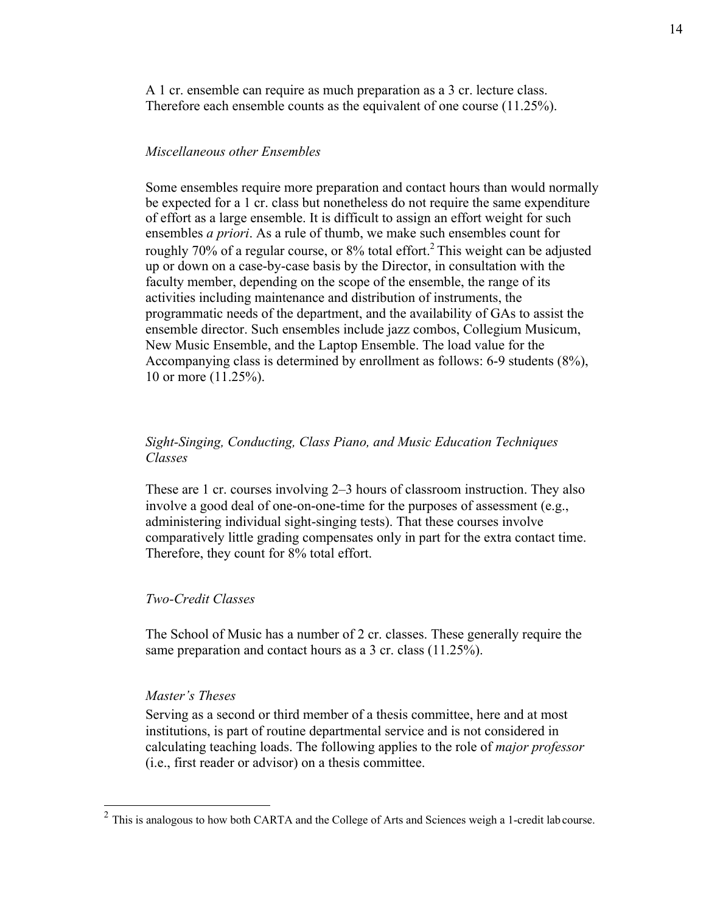A 1 cr. ensemble can require as much preparation as a 3 cr. lecture class. Therefore each ensemble counts as the equivalent of one course (11.25%).

*Miscellaneous other Ensembles*

Some ensembles require more preparation and contact hours than would normally be expected for a 1 cr. class but nonetheless do not require the same expenditure of effort as a large ensemble. It is difficult to assign an effort weight for such ensembles *a priori*. As a rule of thumb, we make such ensembles count for roughly 70% of a regular course, or 8% total effort.[2] This weight can be adjusted up or down on a case-by-case basis by the Director, in consultation with the faculty member, depending on the scope of the ensemble, the range of its activities including maintenance and distribution of instruments, the programmatic needs of the department, and the availability of GAs to assist the ensemble director. Such ensembles include jazz combos, Collegium Musicum, New Music Ensemble, and the Laptop Ensemble. The load value for the Accompanying class is determined by enrollment as follows: 6-9 students (8%), 10 or more (11.25%).

*Sight-Singing, Conducting, Class Piano, and Music Education Techniques Classes*

These are 1 cr. courses involving 2–3 hours of classroom instruction. They also involve a good deal of one-on-one-time for the purposes of assessment (e.g., administering individual sight-singing tests). That these courses involve comparatively little grading compensates only in part for the extra contact time. Therefore, they count for 8% total effort.

*Two-Credit Classes*

The School of Music has a number of 2 cr. classes. These generally require the same preparation and contact hours as a 3 cr. class (11.25%).

*Master's Theses*

Serving as a second or third member of a thesis committee, here and at most institutions, is part of routine departmental service and is not considered in calculating teaching loads. The following applies to the role of *major professor* (i.e., first reader or advisor) on a thesis committee.

---

[2] This is analogous to how both CARTA and the College of Arts and Sciences weigh a 1-credit lab course.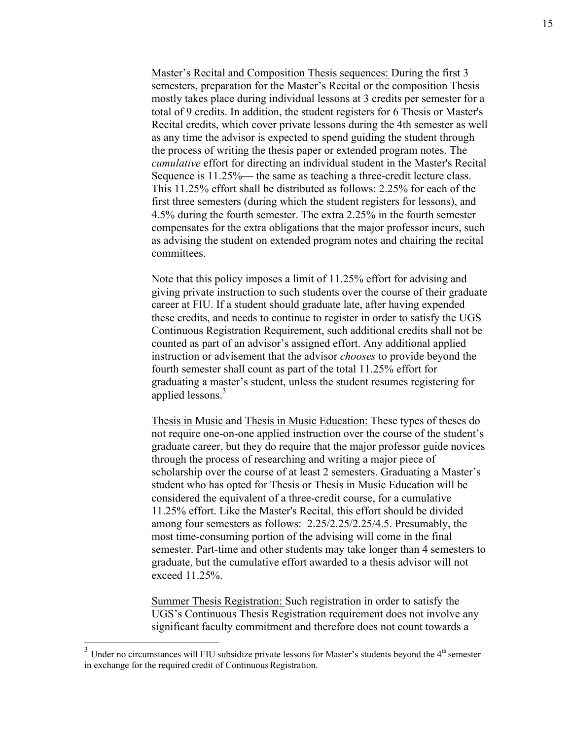Master's Recital and Composition Thesis sequences: During the first 3 semesters, preparation for the Master's Recital or the composition Thesis mostly takes place during individual lessons at 3 credits per semester for a total of 9 credits. In addition, the student registers for 6 Thesis or Master's Recital credits, which cover private lessons during the 4th semester as well as any time the advisor is expected to spend guiding the student through the process of writing the thesis paper or extended program notes. The *cumulative* effort for directing an individual student in the Master's Recital Sequence is 11.25%— the same as teaching a three-credit lecture class. This 11.25% effort shall be distributed as follows: 2.25% for each of the first three semesters (during which the student registers for lessons), and 4.5% during the fourth semester. The extra 2.25% in the fourth semester compensates for the extra obligations that the major professor incurs, such as advising the student on extended program notes and chairing the recital committees.

Note that this policy imposes a limit of 11.25% effort for advising and giving private instruction to such students over the course of their graduate career at FIU. If a student should graduate late, after having expended these credits, and needs to continue to register in order to satisfy the UGS Continuous Registration Requirement, such additional credits shall not be counted as part of an advisor's assigned effort. Any additional applied instruction or advisement that the advisor *chooses* to provide beyond the fourth semester shall count as part of the total 11.25% effort for graduating a master's student, unless the student resumes registering for applied lessons.[3]

Thesis in Music and Thesis in Music Education: These types of theses do not require one-on-one applied instruction over the course of the student's graduate career, but they do require that the major professor guide novices through the process of researching and writing a major piece of scholarship over the course of at least 2 semesters. Graduating a Master's student who has opted for Thesis or Thesis in Music Education will be considered the equivalent of a three-credit course, for a cumulative 11.25% effort. Like the Master's Recital, this effort should be divided among four semesters as follows: 2.25/2.25/2.25/4.5. Presumably, the most time-consuming portion of the advising will come in the final semester. Part-time and other students may take longer than 4 semesters to graduate, but the cumulative effort awarded to a thesis advisor will not exceed 11.25%.

Summer Thesis Registration: Such registration in order to satisfy the UGS's Continuous Thesis Registration requirement does not involve any significant faculty commitment and therefore does not count towards a

---

[3] Under no circumstances will FIU subsidize private lessons for Master's students beyond the 4th semester in exchange for the required credit of Continuous Registration.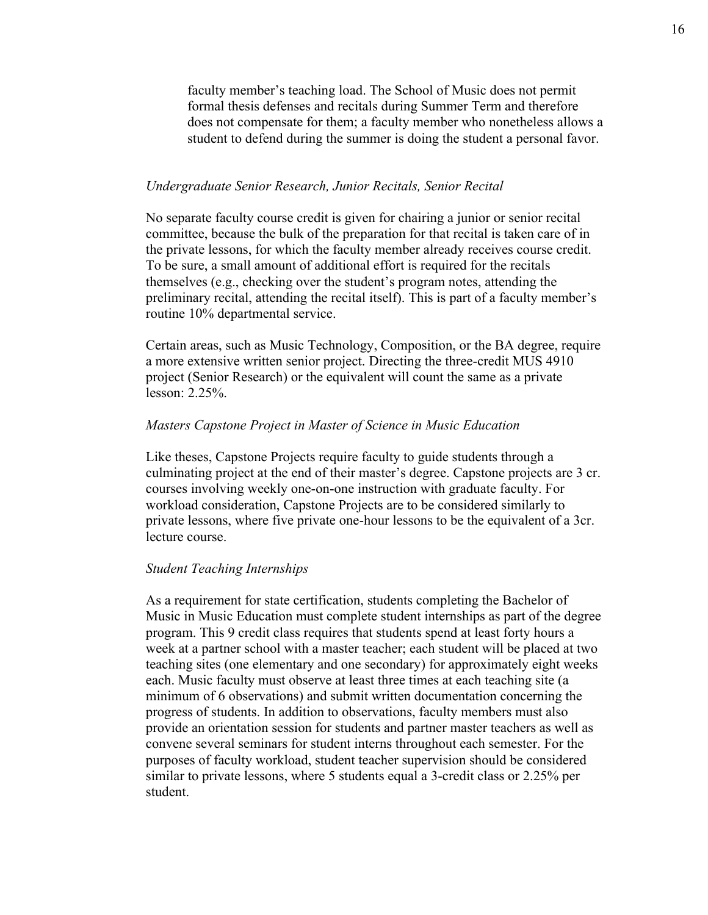faculty member's teaching load. The School of Music does not permit formal thesis defenses and recitals during Summer Term and therefore does not compensate for them; a faculty member who nonetheless allows a student to defend during the summer is doing the student a personal favor.

*Undergraduate Senior Research, Junior Recitals, Senior Recital*

No separate faculty course credit is given for chairing a junior or senior recital committee, because the bulk of the preparation for that recital is taken care of in the private lessons, for which the faculty member already receives course credit. To be sure, a small amount of additional effort is required for the recitals themselves (e.g., checking over the student's program notes, attending the preliminary recital, attending the recital itself). This is part of a faculty member's routine 10% departmental service.

Certain areas, such as Music Technology, Composition, or the BA degree, require a more extensive written senior project. Directing the three-credit MUS 4910 project (Senior Research) or the equivalent will count the same as a private lesson: 2.25%.

*Masters Capstone Project in Master of Science in Music Education*

Like theses, Capstone Projects require faculty to guide students through a culminating project at the end of their master's degree. Capstone projects are 3 cr. courses involving weekly one-on-one instruction with graduate faculty. For workload consideration, Capstone Projects are to be considered similarly to private lessons, where five private one-hour lessons to be the equivalent of a 3cr. lecture course.

*Student Teaching Internships*

As a requirement for state certification, students completing the Bachelor of Music in Music Education must complete student internships as part of the degree program. This 9 credit class requires that students spend at least forty hours a week at a partner school with a master teacher; each student will be placed at two teaching sites (one elementary and one secondary) for approximately eight weeks each. Music faculty must observe at least three times at each teaching site (a minimum of 6 observations) and submit written documentation concerning the progress of students. In addition to observations, faculty members must also provide an orientation session for students and partner master teachers as well as convene several seminars for student interns throughout each semester. For the purposes of faculty workload, student teacher supervision should be considered similar to private lessons, where 5 students equal a 3-credit class or 2.25% per student.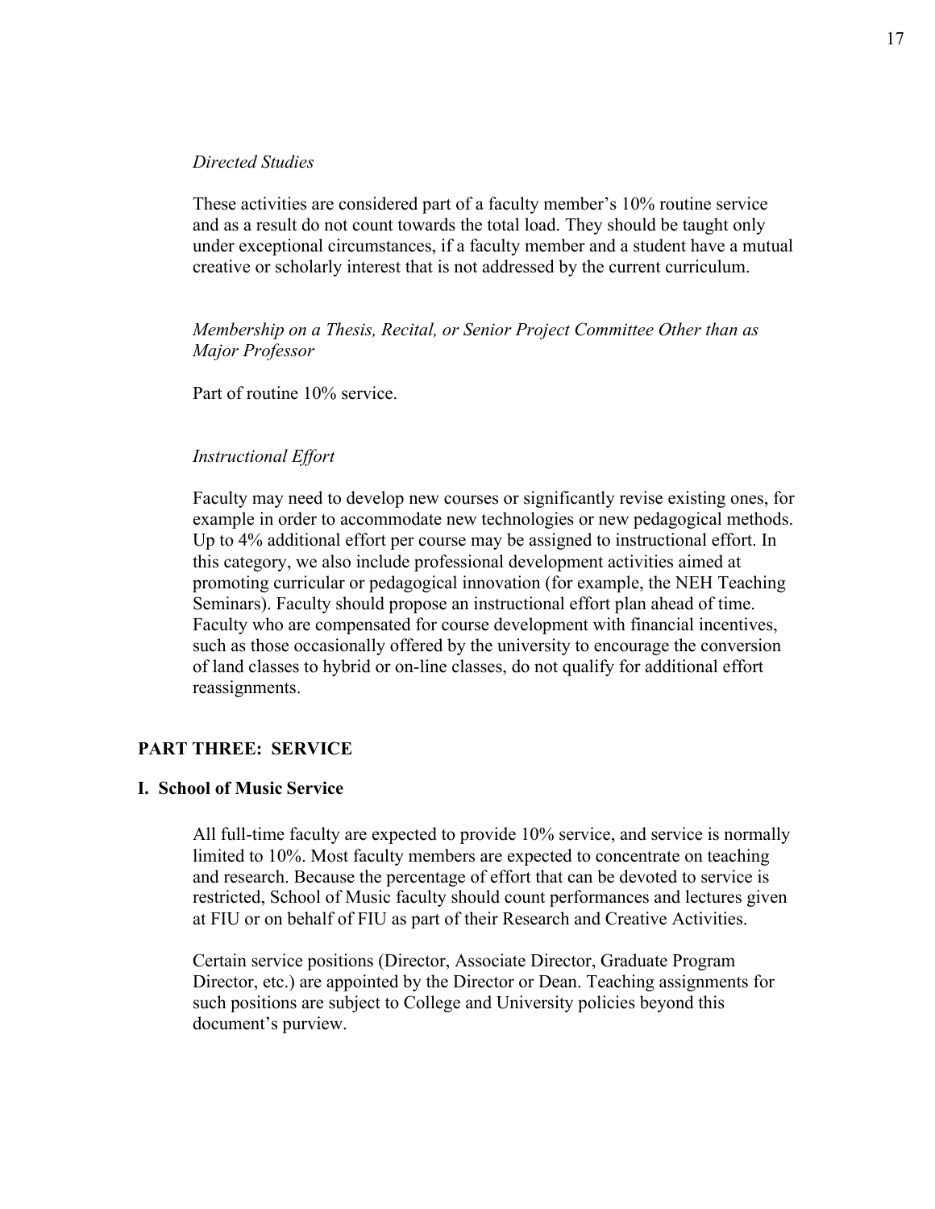*Directed Studies*

These activities are considered part of a faculty member's 10% routine service and as a result do not count towards the total load. They should be taught only under exceptional circumstances, if a faculty member and a student have a mutual creative or scholarly interest that is not addressed by the current curriculum.

*Membership on a Thesis, Recital, or Senior Project Committee Other than as Major Professor*

Part of routine 10% service.

*Instructional Effort*

Faculty may need to develop new courses or significantly revise existing ones, for example in order to accommodate new technologies or new pedagogical methods. Up to 4% additional effort per course may be assigned to instructional effort. In this category, we also include professional development activities aimed at promoting curricular or pedagogical innovation (for example, the NEH Teaching Seminars). Faculty should propose an instructional effort plan ahead of time. Faculty who are compensated for course development with financial incentives, such as those occasionally offered by the university to encourage the conversion of land classes to hybrid or on-line classes, do not qualify for additional effort reassignments.

## PART THREE: SERVICE

### I. School of Music Service

All full-time faculty are expected to provide 10% service, and service is normally limited to 10%. Most faculty members are expected to concentrate on teaching and research. Because the percentage of effort that can be devoted to service is restricted, School of Music faculty should count performances and lectures given at FIU or on behalf of FIU as part of their Research and Creative Activities.

Certain service positions (Director, Associate Director, Graduate Program Director, etc.) are appointed by the Director or Dean. Teaching assignments for such positions are subject to College and University policies beyond this document's purview.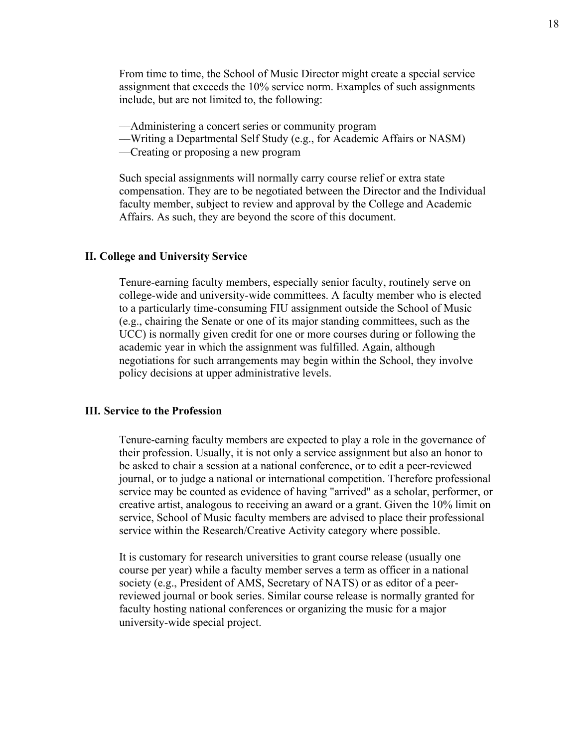From time to time, the School of Music Director might create a special service assignment that exceeds the 10% service norm. Examples of such assignments include, but are not limited to, the following:

—Administering a concert series or community program
—Writing a Departmental Self Study (e.g., for Academic Affairs or NASM)
—Creating or proposing a new program

Such special assignments will normally carry course relief or extra state compensation. They are to be negotiated between the Director and the Individual faculty member, subject to review and approval by the College and Academic Affairs. As such, they are beyond the score of this document.

### II. College and University Service

Tenure-earning faculty members, especially senior faculty, routinely serve on college-wide and university-wide committees. A faculty member who is elected to a particularly time-consuming FIU assignment outside the School of Music (e.g., chairing the Senate or one of its major standing committees, such as the UCC) is normally given credit for one or more courses during or following the academic year in which the assignment was fulfilled. Again, although negotiations for such arrangements may begin within the School, they involve policy decisions at upper administrative levels.

### III. Service to the Profession

Tenure-earning faculty members are expected to play a role in the governance of their profession. Usually, it is not only a service assignment but also an honor to be asked to chair a session at a national conference, or to edit a peer-reviewed journal, or to judge a national or international competition. Therefore professional service may be counted as evidence of having "arrived" as a scholar, performer, or creative artist, analogous to receiving an award or a grant. Given the 10% limit on service, School of Music faculty members are advised to place their professional service within the Research/Creative Activity category where possible.

It is customary for research universities to grant course release (usually one course per year) while a faculty member serves a term as officer in a national society (e.g., President of AMS, Secretary of NATS) or as editor of a peer-reviewed journal or book series. Similar course release is normally granted for faculty hosting national conferences or organizing the music for a major university-wide special project.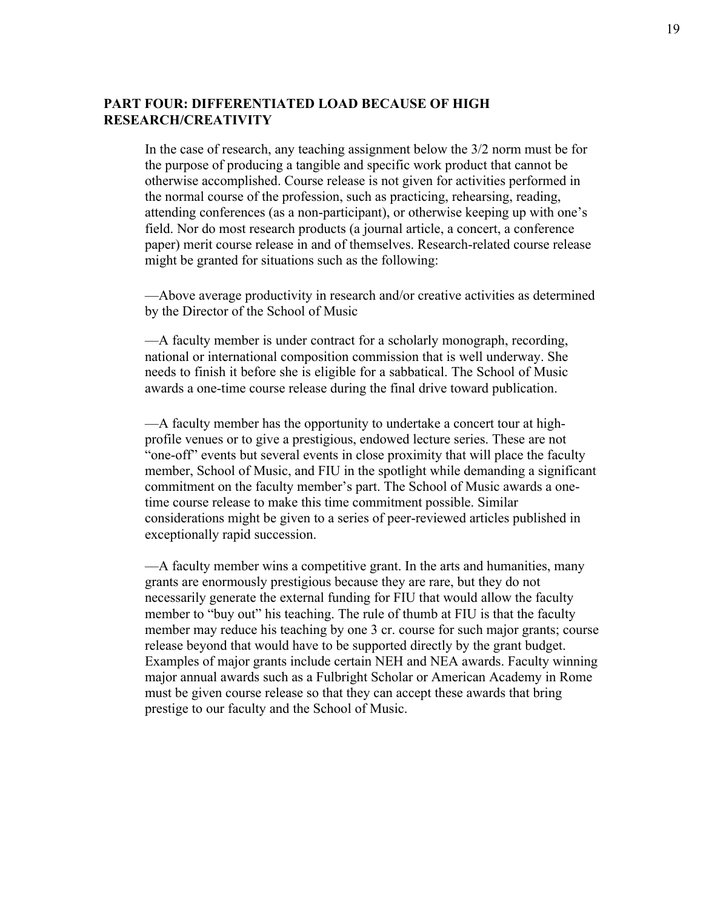## PART FOUR: DIFFERENTIATED LOAD BECAUSE OF HIGH RESEARCH/CREATIVITY

In the case of research, any teaching assignment below the 3/2 norm must be for the purpose of producing a tangible and specific work product that cannot be otherwise accomplished. Course release is not given for activities performed in the normal course of the profession, such as practicing, rehearsing, reading, attending conferences (as a non-participant), or otherwise keeping up with one's field. Nor do most research products (a journal article, a concert, a conference paper) merit course release in and of themselves. Research-related course release might be granted for situations such as the following:

—Above average productivity in research and/or creative activities as determined by the Director of the School of Music

—A faculty member is under contract for a scholarly monograph, recording, national or international composition commission that is well underway. She needs to finish it before she is eligible for a sabbatical. The School of Music awards a one-time course release during the final drive toward publication.

—A faculty member has the opportunity to undertake a concert tour at high-profile venues or to give a prestigious, endowed lecture series. These are not "one-off" events but several events in close proximity that will place the faculty member, School of Music, and FIU in the spotlight while demanding a significant commitment on the faculty member's part. The School of Music awards a one-time course release to make this time commitment possible. Similar considerations might be given to a series of peer-reviewed articles published in exceptionally rapid succession.

—A faculty member wins a competitive grant. In the arts and humanities, many grants are enormously prestigious because they are rare, but they do not necessarily generate the external funding for FIU that would allow the faculty member to "buy out" his teaching. The rule of thumb at FIU is that the faculty member may reduce his teaching by one 3 cr. course for such major grants; course release beyond that would have to be supported directly by the grant budget. Examples of major grants include certain NEH and NEA awards. Faculty winning major annual awards such as a Fulbright Scholar or American Academy in Rome must be given course release so that they can accept these awards that bring prestige to our faculty and the School of Music.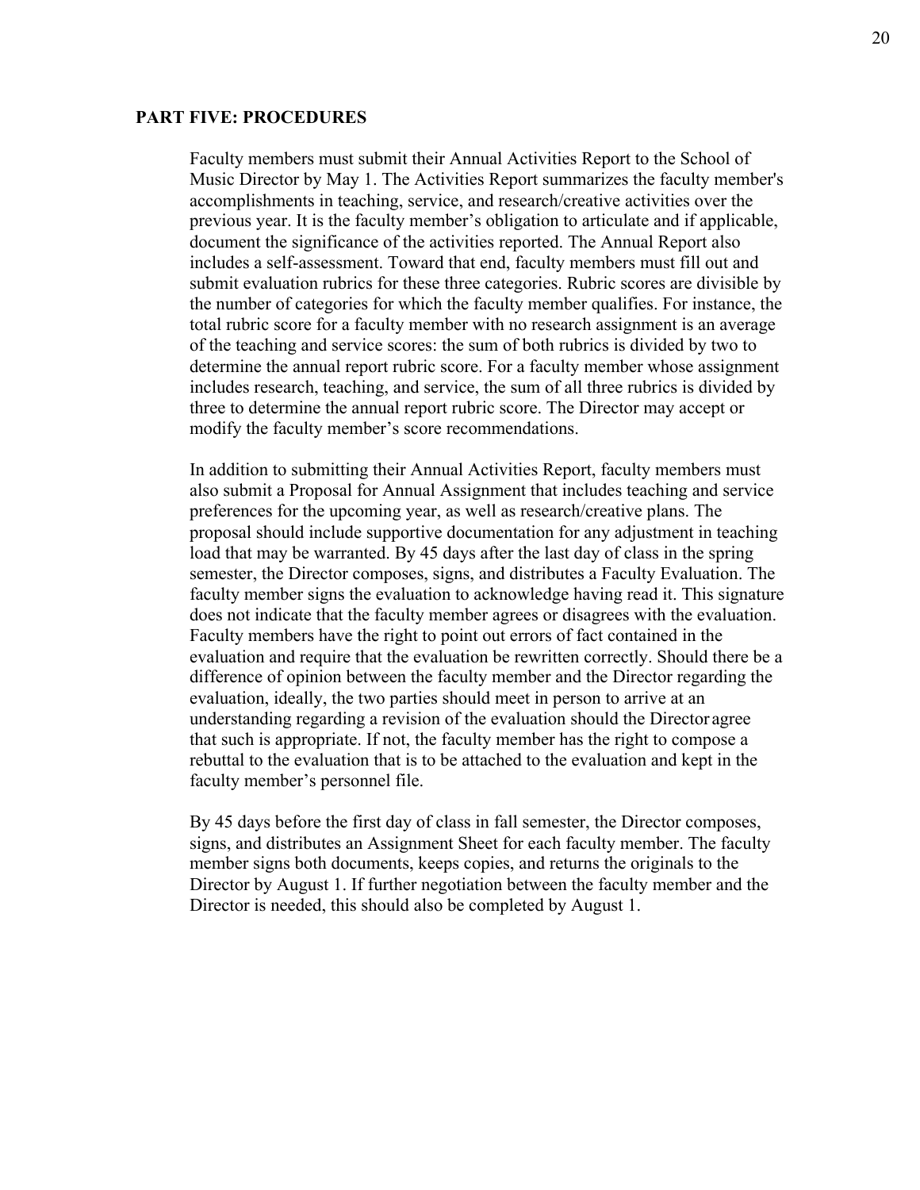## PART FIVE: PROCEDURES

Faculty members must submit their Annual Activities Report to the School of Music Director by May 1. The Activities Report summarizes the faculty member's accomplishments in teaching, service, and research/creative activities over the previous year. It is the faculty member's obligation to articulate and if applicable, document the significance of the activities reported. The Annual Report also includes a self-assessment. Toward that end, faculty members must fill out and submit evaluation rubrics for these three categories. Rubric scores are divisible by the number of categories for which the faculty member qualifies. For instance, the total rubric score for a faculty member with no research assignment is an average of the teaching and service scores: the sum of both rubrics is divided by two to determine the annual report rubric score. For a faculty member whose assignment includes research, teaching, and service, the sum of all three rubrics is divided by three to determine the annual report rubric score. The Director may accept or modify the faculty member's score recommendations.

In addition to submitting their Annual Activities Report, faculty members must also submit a Proposal for Annual Assignment that includes teaching and service preferences for the upcoming year, as well as research/creative plans. The proposal should include supportive documentation for any adjustment in teaching load that may be warranted. By 45 days after the last day of class in the spring semester, the Director composes, signs, and distributes a Faculty Evaluation. The faculty member signs the evaluation to acknowledge having read it. This signature does not indicate that the faculty member agrees or disagrees with the evaluation. Faculty members have the right to point out errors of fact contained in the evaluation and require that the evaluation be rewritten correctly. Should there be a difference of opinion between the faculty member and the Director regarding the evaluation, ideally, the two parties should meet in person to arrive at an understanding regarding a revision of the evaluation should the Director agree that such is appropriate. If not, the faculty member has the right to compose a rebuttal to the evaluation that is to be attached to the evaluation and kept in the faculty member's personnel file.

By 45 days before the first day of class in fall semester, the Director composes, signs, and distributes an Assignment Sheet for each faculty member. The faculty member signs both documents, keeps copies, and returns the originals to the Director by August 1. If further negotiation between the faculty member and the Director is needed, this should also be completed by August 1.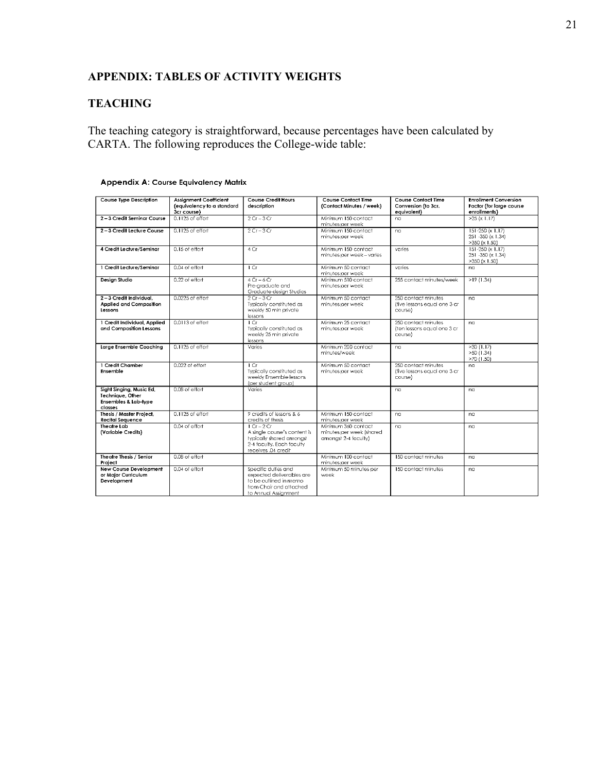## APPENDIX: TABLES OF ACTIVITY WEIGHTS

## TEACHING

The teaching category is straightforward, because percentages have been calculated by CARTA. The following reproduces the College-wide table:

**Appendix A: Course Equivalency Matrix**

| Course Type Description | Assignment Coefficient (equivalency to a standard 3cr course) | Course Credit Hours description | Course Contact Time (Contact Minutes / week) | Course Contact Time Conversion (to 3cr. equivalent) | Enrollment Conversion Factor (for large course enrollments) |
|---|---|---|---|---|---|
| 2 – 3 Credit Seminar Course | 0.1125 of effort | 2 Cr – 3 Cr | Minimum 150 contact minutes per week | na | >25 (x 1.17) |
| 2 – 3 Credit Lecture Course | 0.1125 of effort | 2 Cr – 3 Cr | Minimum 150 contact minutes per week | na | 151-250 (x 1.17) 251 -350 (x 1.34) >350 (x 1.50) |
| 4 Credit Lecture/Seminar | 0.15 of effort | 4 Cr | Minimum 150 contact minutes per week – varies | varies | 151-250 (x 1.17) 251 -350 (x 1.34) >350 (x 1.50) |
| 1 Credit Lecture/Seminar | 0.04 of effort | 1 Cr | Minimum 50 contact minutes per week | varies | na |
| Design Studio | 0.22 of effort | 4 Cr – 6 Cr Pre-graduate and Graduate design Studios | Minimum 510 contact minutes per week | 255 contact minutes/week | >19 (1.34) |
| 2 – 3 Credit Individual, Applied and Composition Lessons | 0.0225 of effort | 2 Cr – 3 Cr Typically constituted as weekly 50 min private lessons | Minimum 50 contact minutes per week | 250 contact minutes (five lessons equal one 3 cr course) | na |
| 1 Credit Individual, Applied and Composition Lessons | 0.0113 of effort | 1 Cr Typically constituted as weekly 25 min private lessons | Minimum 25 contact minutes per week | 250 contact minutes (ten lessons equal one 3 cr course) | na |
| Large Ensemble Coaching | 0.1125 of effort | Varies | Minimum 200 contact minutes/week | na | >30 (1.17) >50 (1.34) >70 (1.50) |
| 1 Credit Chamber Ensemble | 0.022 of effort | 1 Cr Typically constituted as weekly Ensemble lessons (per student group) | Minimum 50 contact minutes per week | 250 contact minutes (five lessons equal one 3 cr course) | na |
| Sight Singing, Music Ed, Technique, Other Ensembles & Lab-type classes | 0.08 of effort | Varies | | na | na |
| Thesis / Master Project, Recital Sequence | 0.1125 of effort | 9 credits of lessons & 6 credits of thesis | Minimum 150 contact minutes per week | na | na |
| Theatre Lab (Variable Credits) | 0.04 of effort | 1 Cr – 2 Cr A single course's content is typically shared amongst 2-4 faculty. Each faculty receives .04 credit | Minimum 360 contact minutes per week (shared amongst 2-4 faculty) | na | na |
| Theatre Thesis / Senior Project | 0.08 of effort | | Minimum 100 contact minutes per week | 150 contact minutes | na |
| New Course Development or Major Curriculum Development | 0.04 of effort | Specific duties and expected deliverables are to be outlined in memo from Chair and attached to Annual Assignment | Minimum 50 minutes per week | 150 contact minutes | na |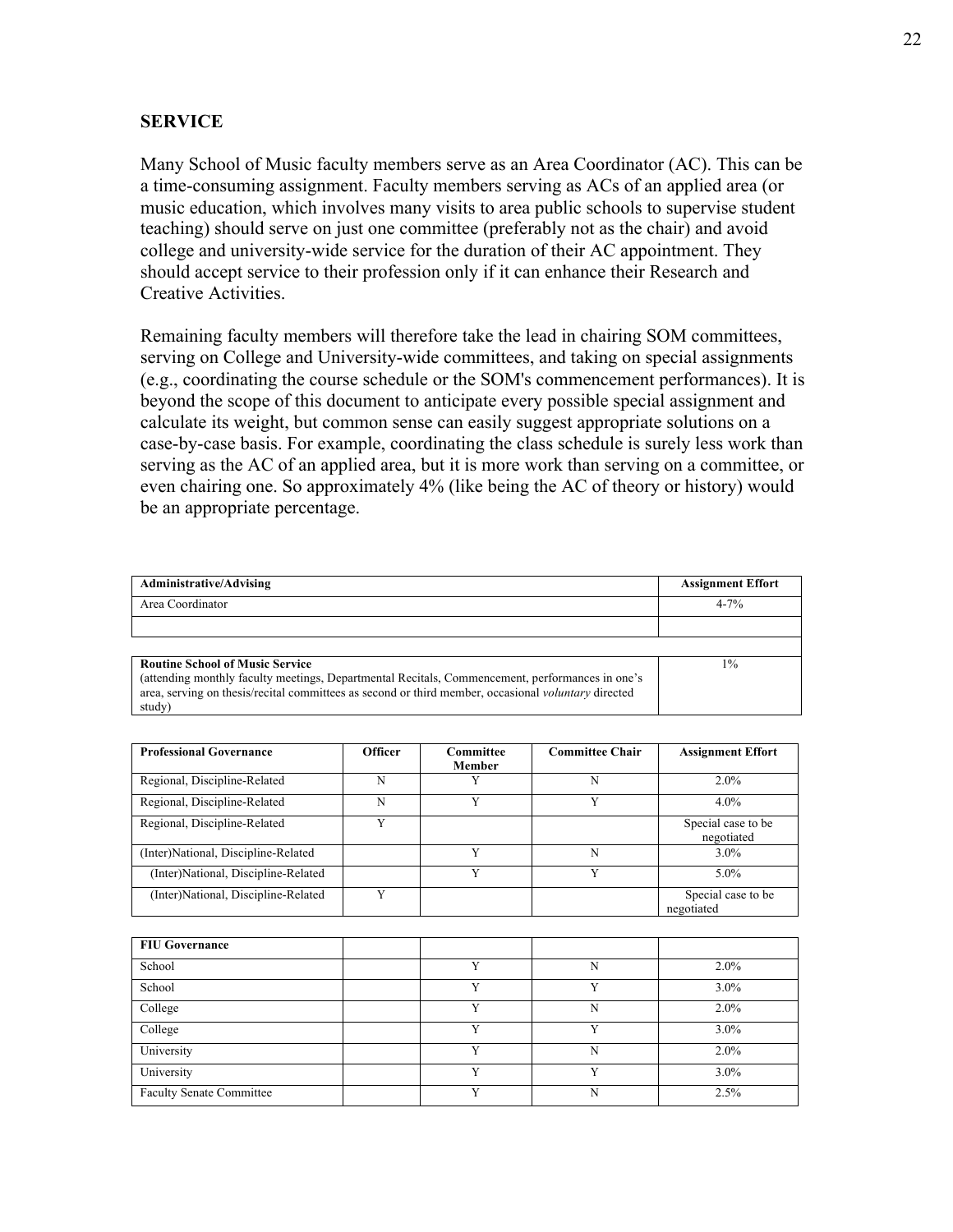## SERVICE

Many School of Music faculty members serve as an Area Coordinator (AC). This can be a time-consuming assignment. Faculty members serving as ACs of an applied area (or music education, which involves many visits to area public schools to supervise student teaching) should serve on just one committee (preferably not as the chair) and avoid college and university-wide service for the duration of their AC appointment. They should accept service to their profession only if it can enhance their Research and Creative Activities.

Remaining faculty members will therefore take the lead in chairing SOM committees, serving on College and University-wide committees, and taking on special assignments (e.g., coordinating the course schedule or the SOM's commencement performances). It is beyond the scope of this document to anticipate every possible special assignment and calculate its weight, but common sense can easily suggest appropriate solutions on a case-by-case basis. For example, coordinating the class schedule is surely less work than serving as the AC of an applied area, but it is more work than serving on a committee, or even chairing one. So approximately 4% (like being the AC of theory or history) would be an appropriate percentage.

| **Administrative/Advising** | **Assignment Effort** |
|---|---|
| Area Coordinator | 4-7% |
| | |
| | |
| **Routine School of Music Service** (attending monthly faculty meetings, Departmental Recitals, Commencement, performances in one's area, serving on thesis/recital committees as second or third member, occasional *voluntary* directed study) | 1% |

| **Professional Governance** | **Officer** | **Committee Member** | **Committee Chair** | **Assignment Effort** |
|---|---|---|---|---|
| Regional, Discipline-Related | N | Y | N | 2.0% |
| Regional, Discipline-Related | N | Y | Y | 4.0% |
| Regional, Discipline-Related | Y | | | Special case to be negotiated |
| (Inter)National, Discipline-Related | | Y | N | 3.0% |
| (Inter)National, Discipline-Related | | Y | Y | 5.0% |
| (Inter)National, Discipline-Related | Y | | | Special case to be negotiated |

| **FIU Governance** | | | | |
|---|---|---|---|---|
| School | | Y | N | 2.0% |
| School | | Y | Y | 3.0% |
| College | | Y | N | 2.0% |
| College | | Y | Y | 3.0% |
| University | | Y | N | 2.0% |
| University | | Y | Y | 3.0% |
| Faculty Senate Committee | | Y | N | 2.5% |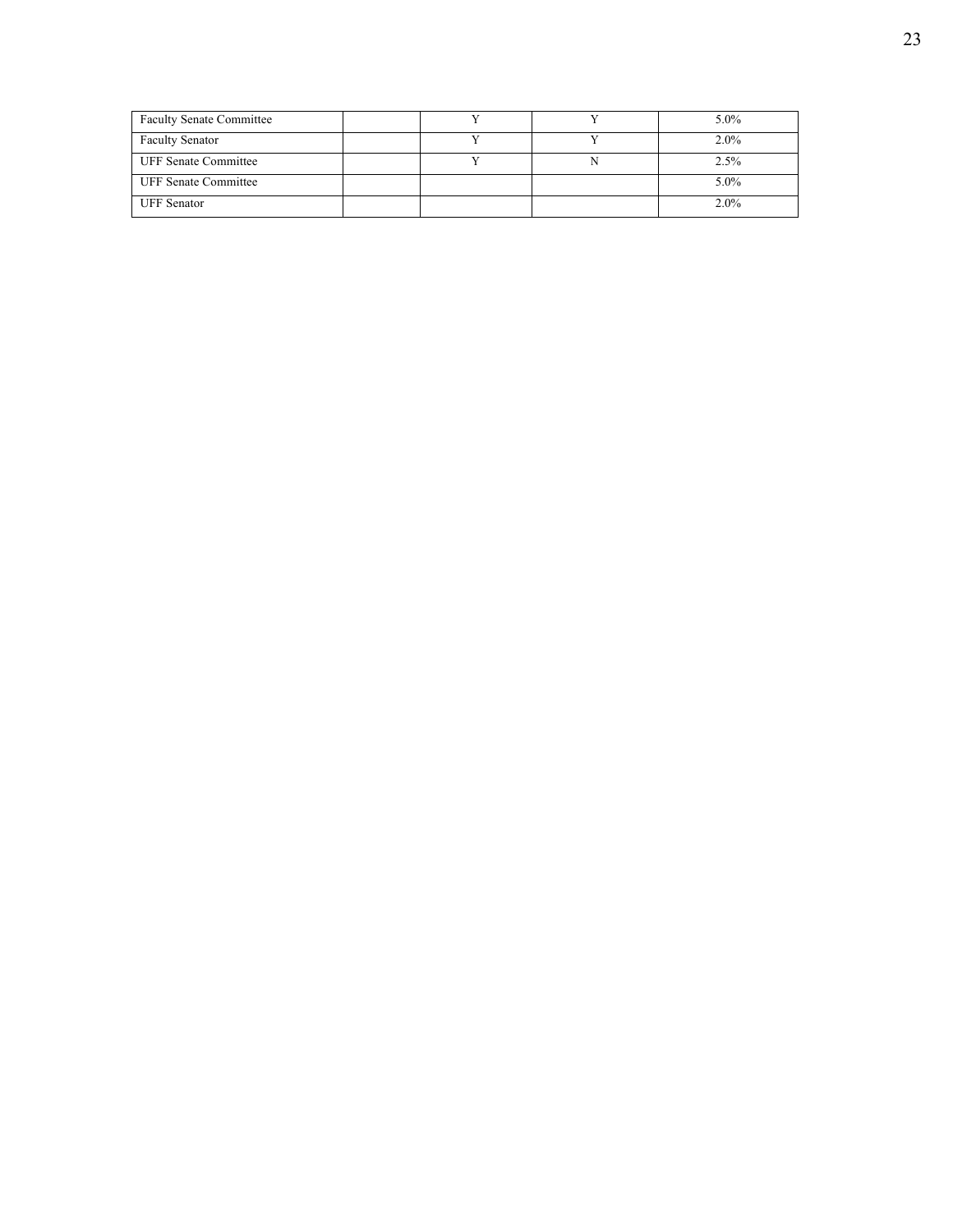| | | | | |
|---|---|---|---|---|
| Faculty Senate Committee | | Y | Y | 5.0% |
| Faculty Senator | | Y | Y | 2.0% |
| UFF Senate Committee | | Y | N | 2.5% |
| UFF Senate Committee | | | | 5.0% |
| UFF Senator | | | | 2.0% |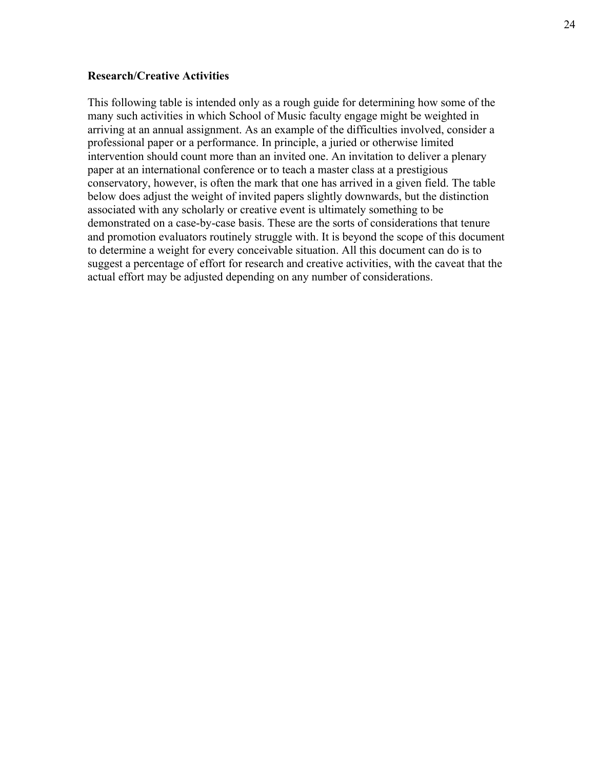**Research/Creative Activities**

This following table is intended only as a rough guide for determining how some of the many such activities in which School of Music faculty engage might be weighted in arriving at an annual assignment. As an example of the difficulties involved, consider a professional paper or a performance. In principle, a juried or otherwise limited intervention should count more than an invited one. An invitation to deliver a plenary paper at an international conference or to teach a master class at a prestigious conservatory, however, is often the mark that one has arrived in a given field. The table below does adjust the weight of invited papers slightly downwards, but the distinction associated with any scholarly or creative event is ultimately something to be demonstrated on a case-by-case basis. These are the sorts of considerations that tenure and promotion evaluators routinely struggle with. It is beyond the scope of this document to determine a weight for every conceivable situation. All this document can do is to suggest a percentage of effort for research and creative activities, with the caveat that the actual effort may be adjusted depending on any number of considerations.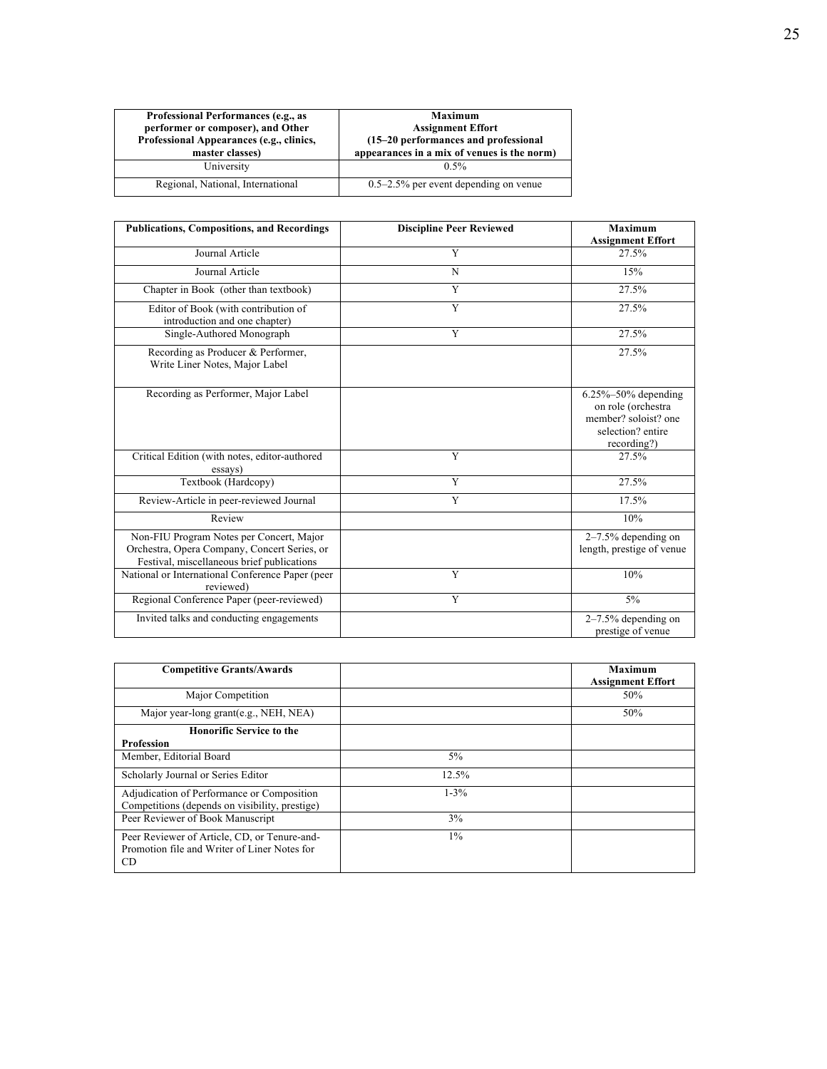| Professional Performances (e.g., as performer or composer), and Other Professional Appearances (e.g., clinics, master classes) | Maximum Assignment Effort (15–20 performances and professional appearances in a mix of venues is the norm) |
|---|---|
| University | 0.5% |
| Regional, National, International | 0.5–2.5% per event depending on venue |

| Publications, Compositions, and Recordings | Discipline Peer Reviewed | Maximum Assignment Effort |
|---|---|---|
| Journal Article | Y | 27.5% |
| Journal Article | N | 15% |
| Chapter in Book (other than textbook) | Y | 27.5% |
| Editor of Book (with contribution of introduction and one chapter) | Y | 27.5% |
| Single-Authored Monograph | Y | 27.5% |
| Recording as Producer & Performer, Write Liner Notes, Major Label | | 27.5% |
| Recording as Performer, Major Label | | 6.25%–50% depending on role (orchestra member? soloist? one selection? entire recording?) |
| Critical Edition (with notes, editor-authored essays) | Y | 27.5% |
| Textbook (Hardcopy) | Y | 27.5% |
| Review-Article in peer-reviewed Journal | Y | 17.5% |
| Review | | 10% |
| Non-FIU Program Notes per Concert, Major Orchestra, Opera Company, Concert Series, or Festival, miscellaneous brief publications | | 2–7.5% depending on length, prestige of venue |
| National or International Conference Paper (peer reviewed) | Y | 10% |
| Regional Conference Paper (peer-reviewed) | Y | 5% |
| Invited talks and conducting engagements | | 2–7.5% depending on prestige of venue |

| Competitive Grants/Awards | | Maximum Assignment Effort |
|---|---|---|
| Major Competition | | 50% |
| Major year-long grant(e.g., NEH, NEA) | | 50% |
| **Honorific Service to the Profession** | | |
| Member, Editorial Board | 5% | |
| Scholarly Journal or Series Editor | 12.5% | |
| Adjudication of Performance or Composition Competitions (depends on visibility, prestige) | 1-3% | |
| Peer Reviewer of Book Manuscript | 3% | |
| Peer Reviewer of Article, CD, or Tenure-and-Promotion file and Writer of Liner Notes for CD | 1% | |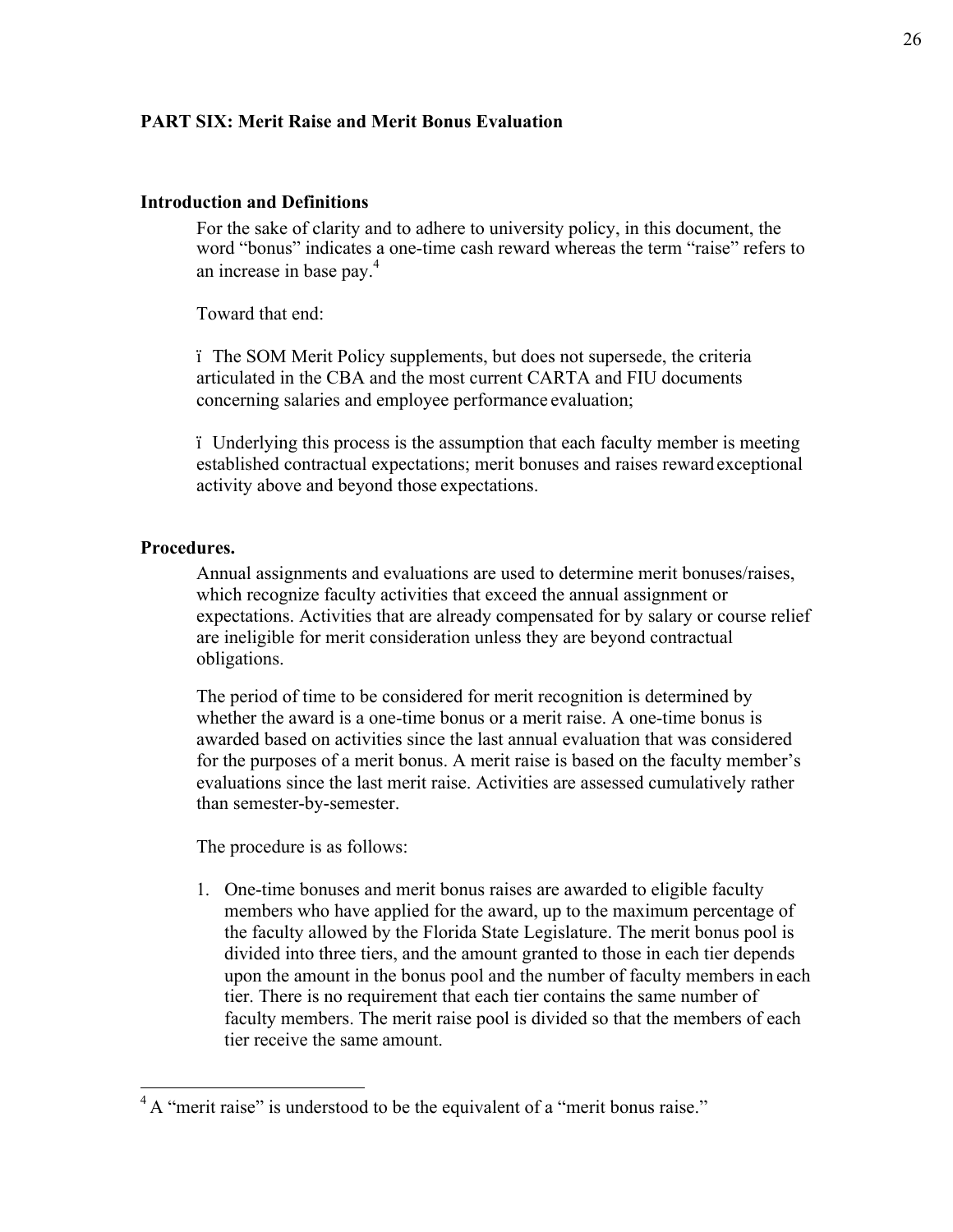## PART SIX: Merit Raise and Merit Bonus Evaluation

### Introduction and Definitions

For the sake of clarity and to adhere to university policy, in this document, the word "bonus" indicates a one-time cash reward whereas the term "raise" refers to an increase in base pay.[4]

Toward that end:

- The SOM Merit Policy supplements, but does not supersede, the criteria articulated in the CBA and the most current CARTA and FIU documents concerning salaries and employee performance evaluation;

- Underlying this process is the assumption that each faculty member is meeting established contractual expectations; merit bonuses and raises reward exceptional activity above and beyond those expectations.

### Procedures.

Annual assignments and evaluations are used to determine merit bonuses/raises, which recognize faculty activities that exceed the annual assignment or expectations. Activities that are already compensated for by salary or course relief are ineligible for merit consideration unless they are beyond contractual obligations.

The period of time to be considered for merit recognition is determined by whether the award is a one-time bonus or a merit raise. A one-time bonus is awarded based on activities since the last annual evaluation that was considered for the purposes of a merit bonus. A merit raise is based on the faculty member's evaluations since the last merit raise. Activities are assessed cumulatively rather than semester-by-semester.

The procedure is as follows:

1. One-time bonuses and merit bonus raises are awarded to eligible faculty members who have applied for the award, up to the maximum percentage of the faculty allowed by the Florida State Legislature. The merit bonus pool is divided into three tiers, and the amount granted to those in each tier depends upon the amount in the bonus pool and the number of faculty members in each tier. There is no requirement that each tier contains the same number of faculty members. The merit raise pool is divided so that the members of each tier receive the same amount.

---

[4] A "merit raise" is understood to be the equivalent of a "merit bonus raise."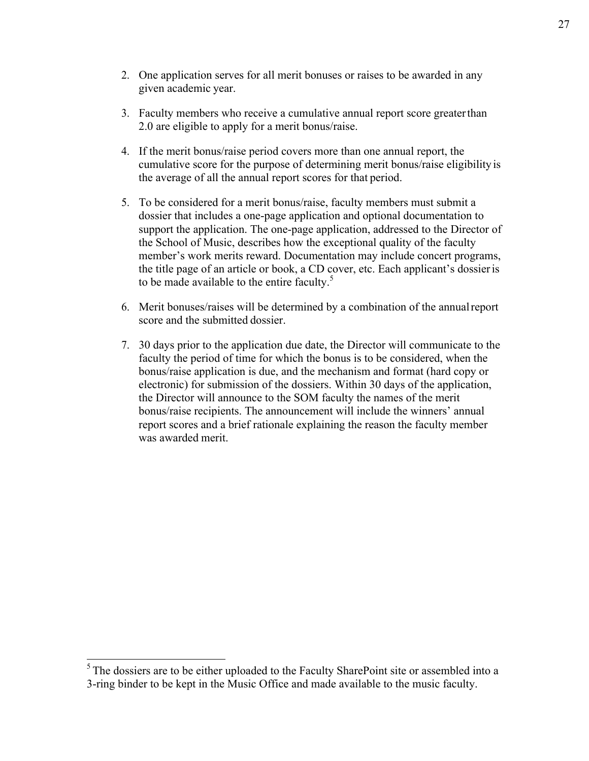2. One application serves for all merit bonuses or raises to be awarded in any given academic year.

3. Faculty members who receive a cumulative annual report score greater than 2.0 are eligible to apply for a merit bonus/raise.

4. If the merit bonus/raise period covers more than one annual report, the cumulative score for the purpose of determining merit bonus/raise eligibility is the average of all the annual report scores for that period.

5. To be considered for a merit bonus/raise, faculty members must submit a dossier that includes a one-page application and optional documentation to support the application. The one-page application, addressed to the Director of the School of Music, describes how the exceptional quality of the faculty member's work merits reward. Documentation may include concert programs, the title page of an article or book, a CD cover, etc. Each applicant's dossier is to be made available to the entire faculty.[5]

6. Merit bonuses/raises will be determined by a combination of the annual report score and the submitted dossier.

7. 30 days prior to the application due date, the Director will communicate to the faculty the period of time for which the bonus is to be considered, when the bonus/raise application is due, and the mechanism and format (hard copy or electronic) for submission of the dossiers. Within 30 days of the application, the Director will announce to the SOM faculty the names of the merit bonus/raise recipients. The announcement will include the winners' annual report scores and a brief rationale explaining the reason the faculty member was awarded merit.

---

[5] The dossiers are to be either uploaded to the Faculty SharePoint site or assembled into a 3-ring binder to be kept in the Music Office and made available to the music faculty.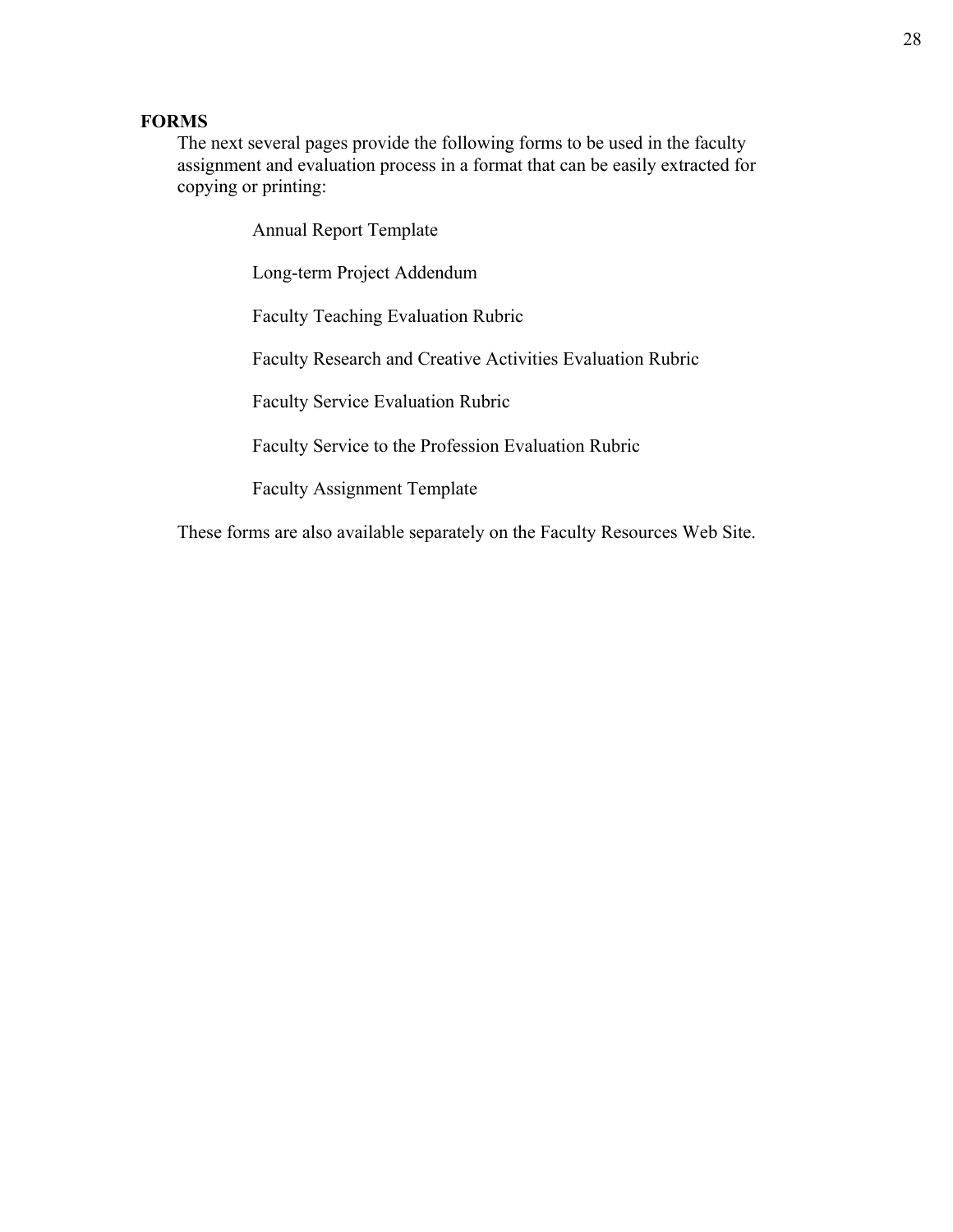## FORMS

The next several pages provide the following forms to be used in the faculty assignment and evaluation process in a format that can be easily extracted for copying or printing:

- Annual Report Template
- Long-term Project Addendum
- Faculty Teaching Evaluation Rubric
- Faculty Research and Creative Activities Evaluation Rubric
- Faculty Service Evaluation Rubric
- Faculty Service to the Profession Evaluation Rubric
- Faculty Assignment Template

These forms are also available separately on the Faculty Resources Web Site.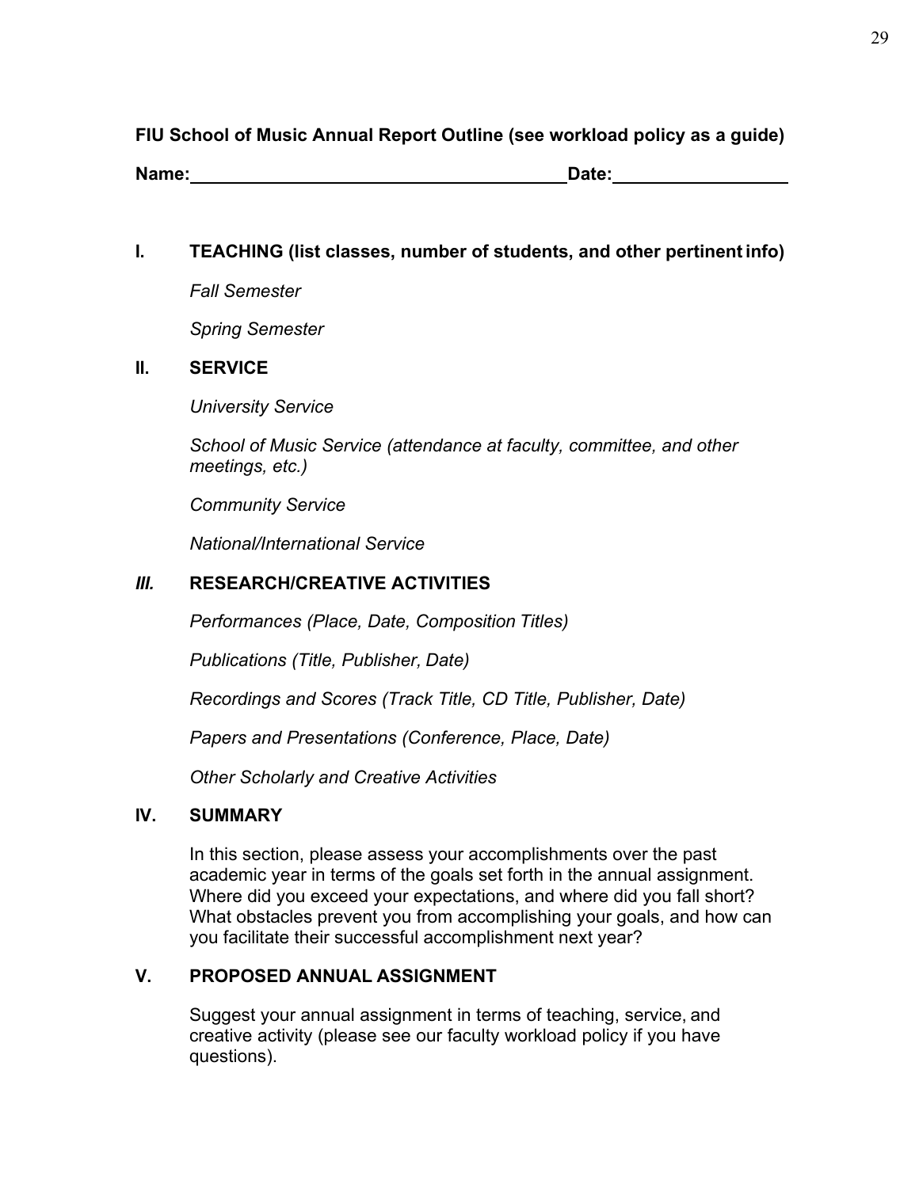**FIU School of Music Annual Report Outline (see workload policy as a guide)**

**Name:** \_\_\_\_\_\_\_\_\_\_\_\_\_\_\_\_\_\_\_\_\_\_\_\_\_\_\_\_\_\_\_\_\_\_\_\_\_\_ **Date:** \_\_\_\_\_\_\_\_\_\_\_\_\_\_\_\_\_\_

## I. TEACHING (list classes, number of students, and other pertinent info)

*Fall Semester*

*Spring Semester*

## II. SERVICE

*University Service*

*School of Music Service (attendance at faculty, committee, and other meetings, etc.)*

*Community Service*

*National/International Service*

## *III.* RESEARCH/CREATIVE ACTIVITIES

*Performances (Place, Date, Composition Titles)*

*Publications (Title, Publisher, Date)*

*Recordings and Scores (Track Title, CD Title, Publisher, Date)*

*Papers and Presentations (Conference, Place, Date)*

*Other Scholarly and Creative Activities*

## IV. SUMMARY

In this section, please assess your accomplishments over the past academic year in terms of the goals set forth in the annual assignment. Where did you exceed your expectations, and where did you fall short? What obstacles prevent you from accomplishing your goals, and how can you facilitate their successful accomplishment next year?

## V. PROPOSED ANNUAL ASSIGNMENT

Suggest your annual assignment in terms of teaching, service, and creative activity (please see our faculty workload policy if you have questions).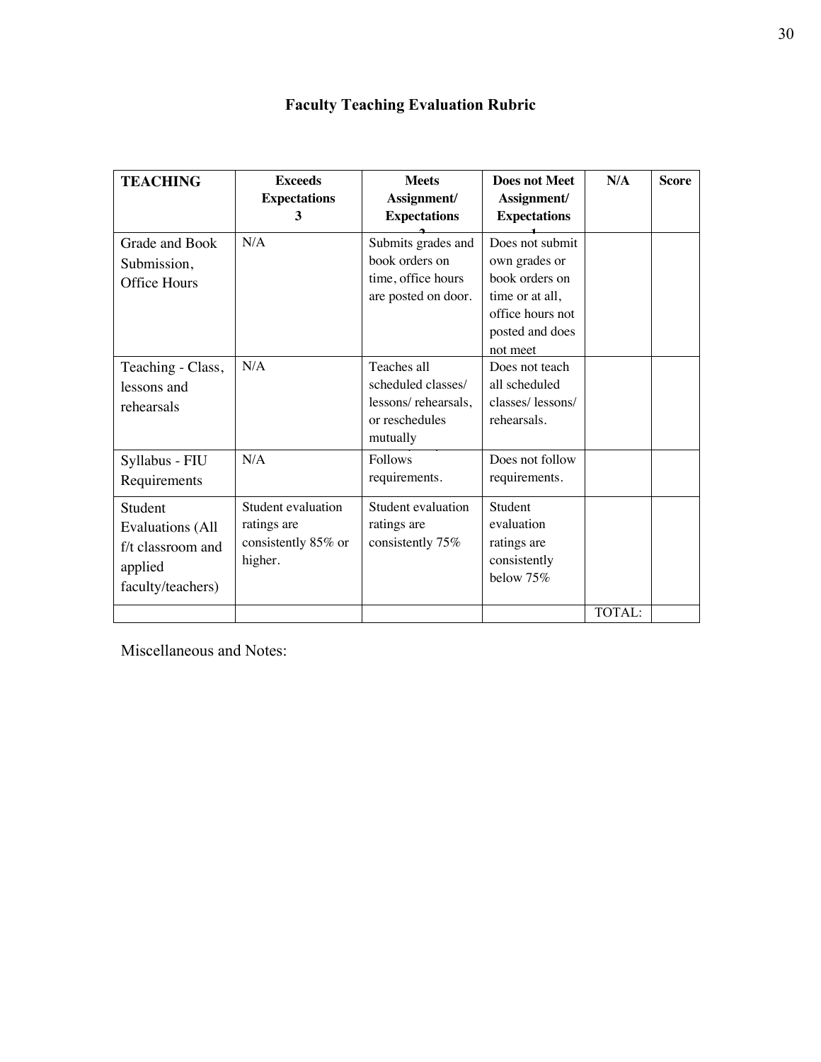# Faculty Teaching Evaluation Rubric

| TEACHING | Exceeds Expectations 3 | Meets Assignment/ Expectations 2 | Does not Meet Assignment/ Expectations 1 | N/A | Score |
|---|---|---|---|---|---|
| Grade and Book Submission, Office Hours | N/A | Submits grades and book orders on time, office hours are posted on door. | Does not submit own grades or book orders on time or at all, office hours not posted and does not meet | | |
| Teaching - Class, lessons and rehearsals | N/A | Teaches all scheduled classes/ lessons/ rehearsals, or reschedules mutually | Does not teach all scheduled classes/ lessons/ rehearsals. | | |
| Syllabus - FIU Requirements | N/A | Follows requirements. | Does not follow requirements. | | |
| Student Evaluations (All f/t classroom and applied faculty/teachers) | Student evaluation ratings are consistently 85% or higher. | Student evaluation ratings are consistently 75% | Student evaluation ratings are consistently below 75% | | |
| | | | | TOTAL: | |

Miscellaneous and Notes: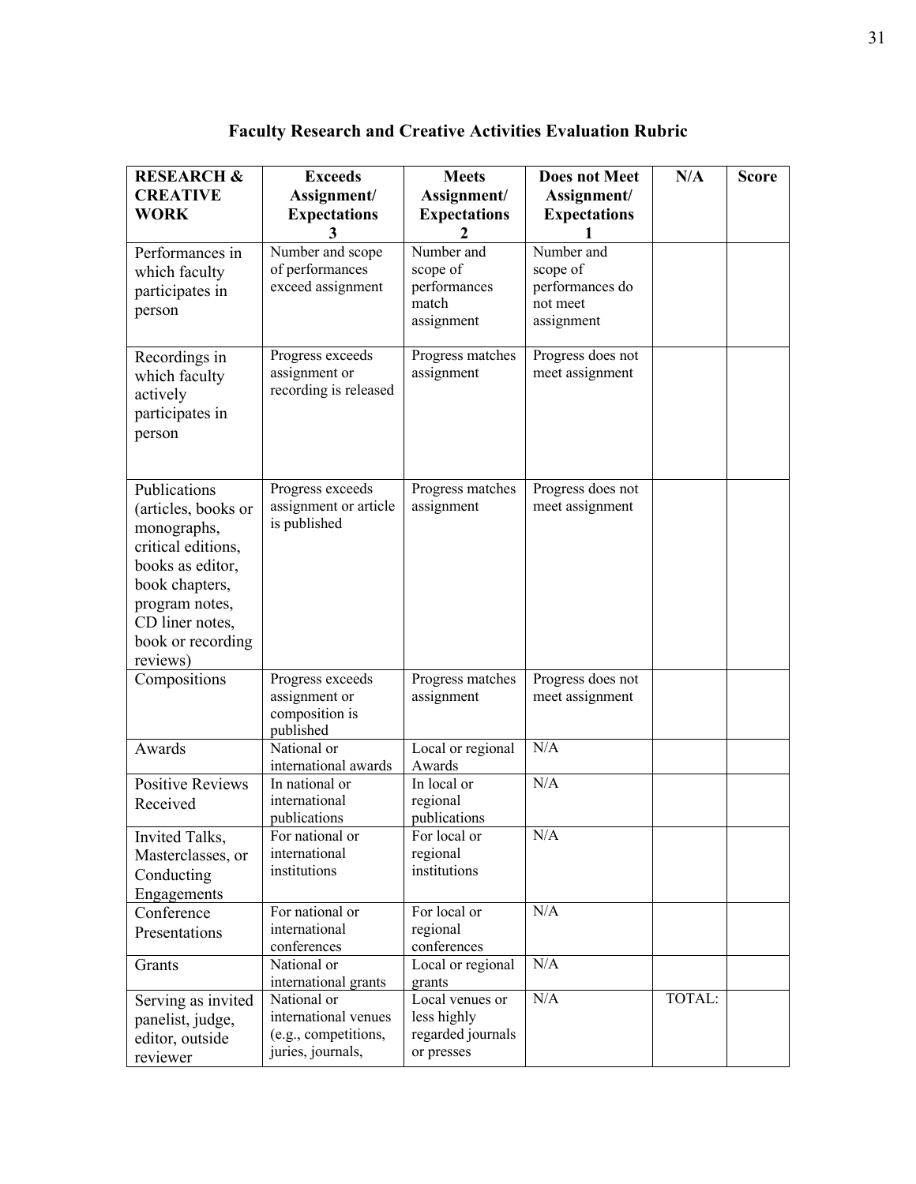# Faculty Research and Creative Activities Evaluation Rubric

| RESEARCH & CREATIVE WORK | Exceeds Assignment/ Expectations 3 | Meets Assignment/ Expectations 2 | Does not Meet Assignment/ Expectations 1 | N/A | Score |
|---|---|---|---|---|---|
| Performances in which faculty participates in person | Number and scope of performances exceed assignment | Number and scope of performances match assignment | Number and scope of performances do not meet assignment | | |
| Recordings in which faculty actively participates in person | Progress exceeds assignment or recording is released | Progress matches assignment | Progress does not meet assignment | | |
| Publications (articles, books or monographs, critical editions, books as editor, book chapters, program notes, CD liner notes, book or recording reviews) | Progress exceeds assignment or article is published | Progress matches assignment | Progress does not meet assignment | | |
| Compositions | Progress exceeds assignment or composition is published | Progress matches assignment | Progress does not meet assignment | | |
| Awards | National or international awards | Local or regional Awards | N/A | | |
| Positive Reviews Received | In national or international publications | In local or regional publications | N/A | | |
| Invited Talks, Masterclasses, or Conducting Engagements | For national or international institutions | For local or regional institutions | N/A | | |
| Conference Presentations | For national or international conferences | For local or regional conferences | N/A | | |
| Grants | National or international grants | Local or regional grants | N/A | | |
| Serving as invited panelist, judge, editor, outside reviewer | National or international venues (e.g., competitions, juries, journals, | Local venues or less highly regarded journals or presses | N/A | TOTAL: | |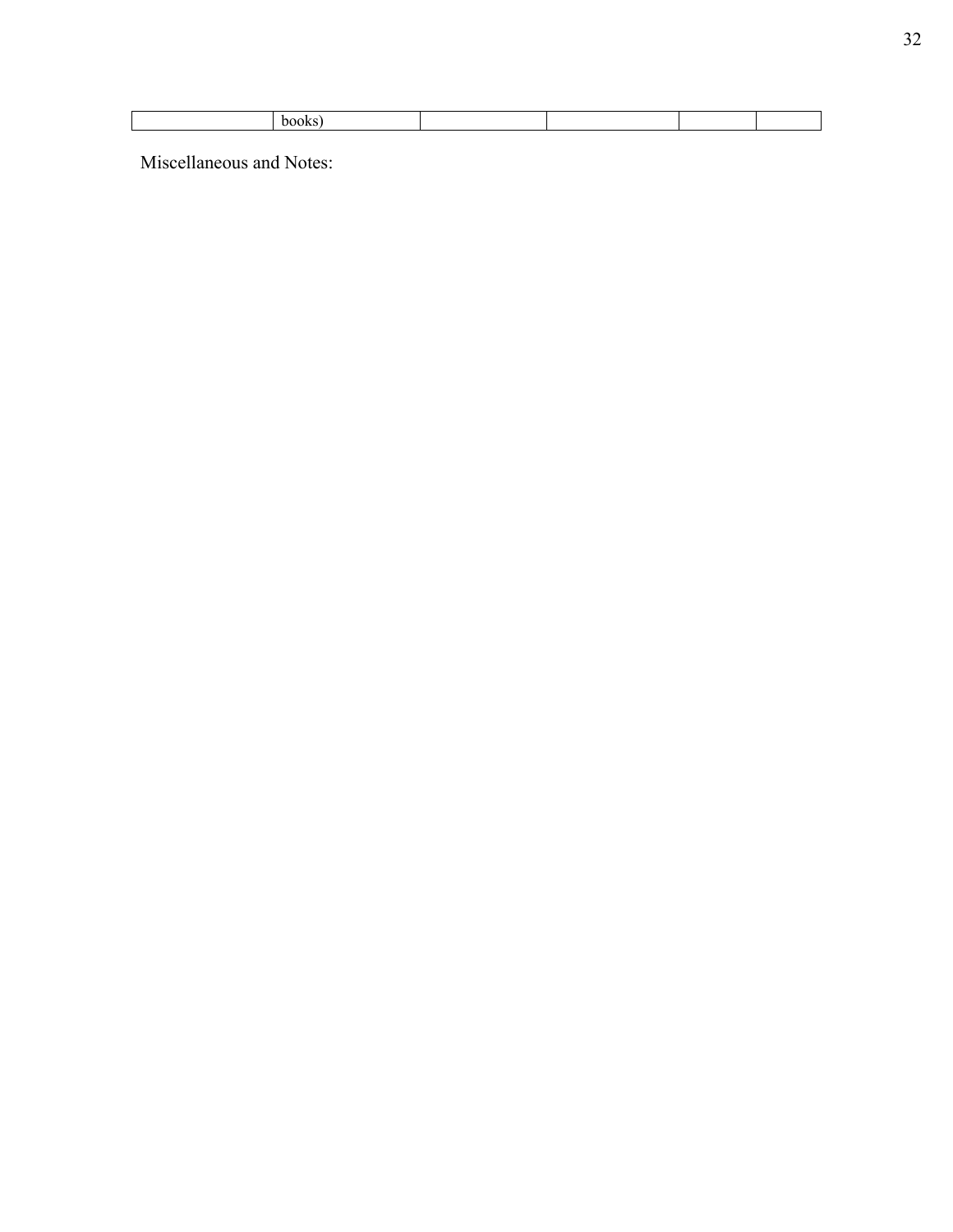| | books) | | | | |
|---|---|---|---|---|---|

Miscellaneous and Notes: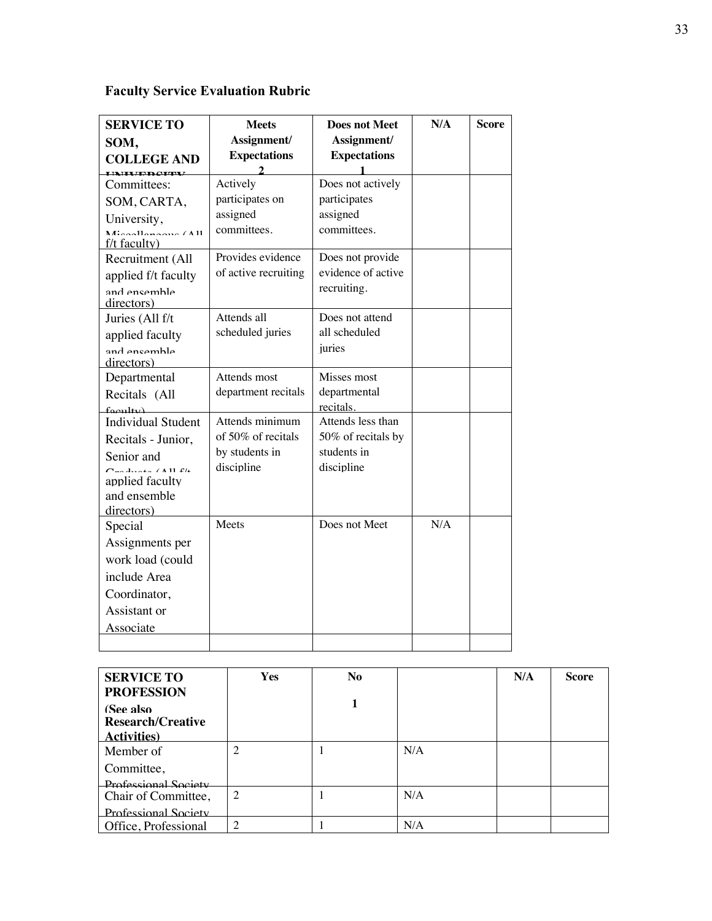**Faculty Service Evaluation Rubric**

| SERVICE TO SOM, COLLEGE AND UNIVERSITY | Meets Assignment/ Expectations 2 | Does not Meet Assignment/ Expectations 1 | N/A | Score |
|---|---|---|---|---|
| Committees: SOM, CARTA, University, Miscellaneous (All f/t faculty) | Actively participates on assigned committees. | Does not actively participates assigned committees. | | |
| Recruitment (All applied f/t faculty and ensemble directors) | Provides evidence of active recruiting | Does not provide evidence of active recruiting. | | |
| Juries (All f/t applied faculty and ensemble directors) | Attends all scheduled juries | Does not attend all scheduled juries | | |
| Departmental Recitals (All faculty) | Attends most department recitals | Misses most departmental recitals. | | |
| Individual Student Recitals - Junior, Senior and Graduate (All f/t applied faculty and ensemble directors) | Attends minimum of 50% of recitals by students in discipline | Attends less than 50% of recitals by students in discipline | | |
| Special Assignments per work load (could include Area Coordinator, Assistant or Associate | Meets | Does not Meet | N/A | |
| | | | | |

| SERVICE TO PROFESSION (See also Research/Creative Activities) | Yes | No 1 | | N/A | Score |
|---|---|---|---|---|---|
| Member of Committee, Professional Society | 2 | 1 | N/A | | |
| Chair of Committee, Professional Society | 2 | 1 | N/A | | |
| Office, Professional | 2 | 1 | N/A | | |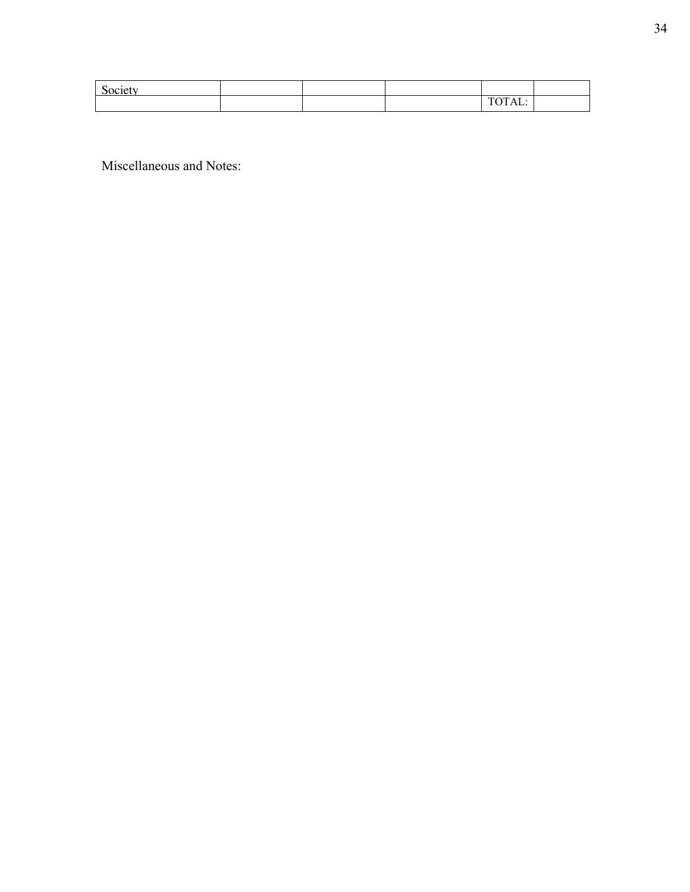| Society | | | | | |
|---|---|---|---|---|---|
| | | | | TOTAL: | |

Miscellaneous and Notes: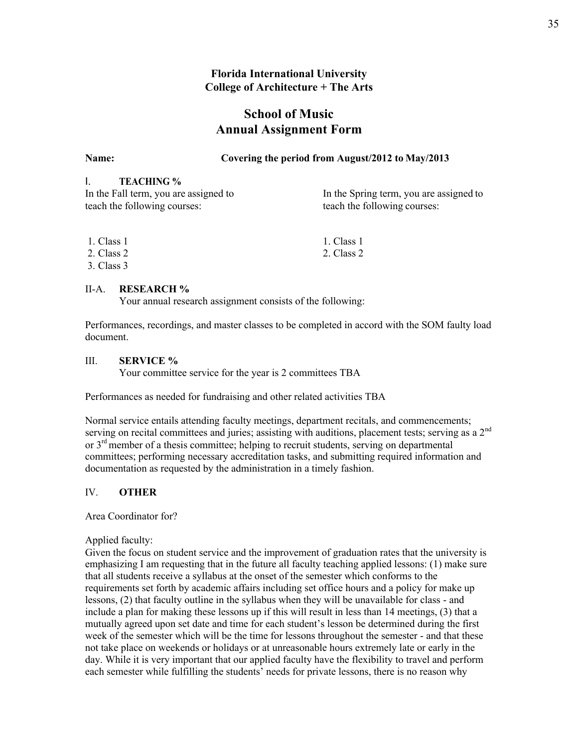**Florida International University**
**College of Architecture + The Arts**

# School of Music
# Annual Assignment Form

**Name:** **Covering the period from August/2012 to May/2013**

## I. TEACHING %

In the Fall term, you are assigned to teach the following courses:

1. Class 1
2. Class 2
3. Class 3

In the Spring term, you are assigned to teach the following courses:

1. Class 1
2. Class 2

## II-A. RESEARCH %

Your annual research assignment consists of the following:

Performances, recordings, and master classes to be completed in accord with the SOM faulty load document.

## III. SERVICE %

Your committee service for the year is 2 committees TBA

Performances as needed for fundraising and other related activities TBA

Normal service entails attending faculty meetings, department recitals, and commencements; serving on recital committees and juries; assisting with auditions, placement tests; serving as a 2nd or 3rd member of a thesis committee; helping to recruit students, serving on departmental committees; performing necessary accreditation tasks, and submitting required information and documentation as requested by the administration in a timely fashion.

## IV. OTHER

Area Coordinator for?

Applied faculty:
Given the focus on student service and the improvement of graduation rates that the university is emphasizing I am requesting that in the future all faculty teaching applied lessons: (1) make sure that all students receive a syllabus at the onset of the semester which conforms to the requirements set forth by academic affairs including set office hours and a policy for make up lessons, (2) that faculty outline in the syllabus when they will be unavailable for class - and include a plan for making these lessons up if this will result in less than 14 meetings, (3) that a mutually agreed upon set date and time for each student's lesson be determined during the first week of the semester which will be the time for lessons throughout the semester - and that these not take place on weekends or holidays or at unreasonable hours extremely late or early in the day. While it is very important that our applied faculty have the flexibility to travel and perform each semester while fulfilling the students' needs for private lessons, there is no reason why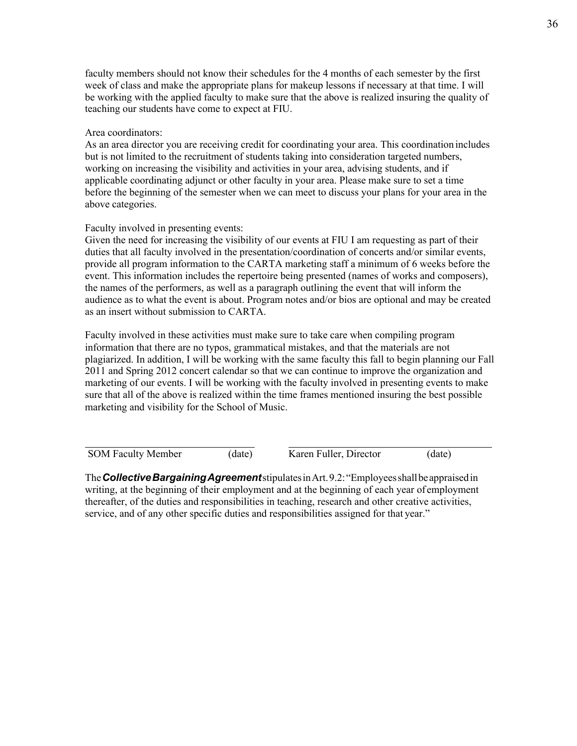faculty members should not know their schedules for the 4 months of each semester by the first week of class and make the appropriate plans for makeup lessons if necessary at that time. I will be working with the applied faculty to make sure that the above is realized insuring the quality of teaching our students have come to expect at FIU.

Area coordinators:
As an area director you are receiving credit for coordinating your area. This coordination includes but is not limited to the recruitment of students taking into consideration targeted numbers, working on increasing the visibility and activities in your area, advising students, and if applicable coordinating adjunct or other faculty in your area. Please make sure to set a time before the beginning of the semester when we can meet to discuss your plans for your area in the above categories.

Faculty involved in presenting events:
Given the need for increasing the visibility of our events at FIU I am requesting as part of their duties that all faculty involved in the presentation/coordination of concerts and/or similar events, provide all program information to the CARTA marketing staff a minimum of 6 weeks before the event. This information includes the repertoire being presented (names of works and composers), the names of the performers, as well as a paragraph outlining the event that will inform the audience as to what the event is about. Program notes and/or bios are optional and may be created as an insert without submission to CARTA.

Faculty involved in these activities must make sure to take care when compiling program information that there are no typos, grammatical mistakes, and that the materials are not plagiarized. In addition, I will be working with the same faculty this fall to begin planning our Fall 2011 and Spring 2012 concert calendar so that we can continue to improve the organization and marketing of our events. I will be working with the faculty involved in presenting events to make sure that all of the above is realized within the time frames mentioned insuring the best possible marketing and visibility for the School of Music.

\_\_\_\_\_\_\_\_\_\_\_\_\_\_\_\_\_\_\_\_\_\_\_\_\_\_\_\_\_\_\_\_\_\_\_\_\_\_ \_\_\_\_\_\_\_\_\_\_\_\_\_\_\_\_\_\_\_\_\_\_\_\_\_\_\_\_\_\_\_\_\_\_\_\_\_\_\_\_\_\_\_\_
SOM Faculty Member (date) Karen Fuller, Director (date)

The ***Collective Bargaining Agreement*** stipulates in Art. 9.2: "Employees shall be appraised in writing, at the beginning of their employment and at the beginning of each year of employment thereafter, of the duties and responsibilities in teaching, research and other creative activities, service, and of any other specific duties and responsibilities assigned for that year."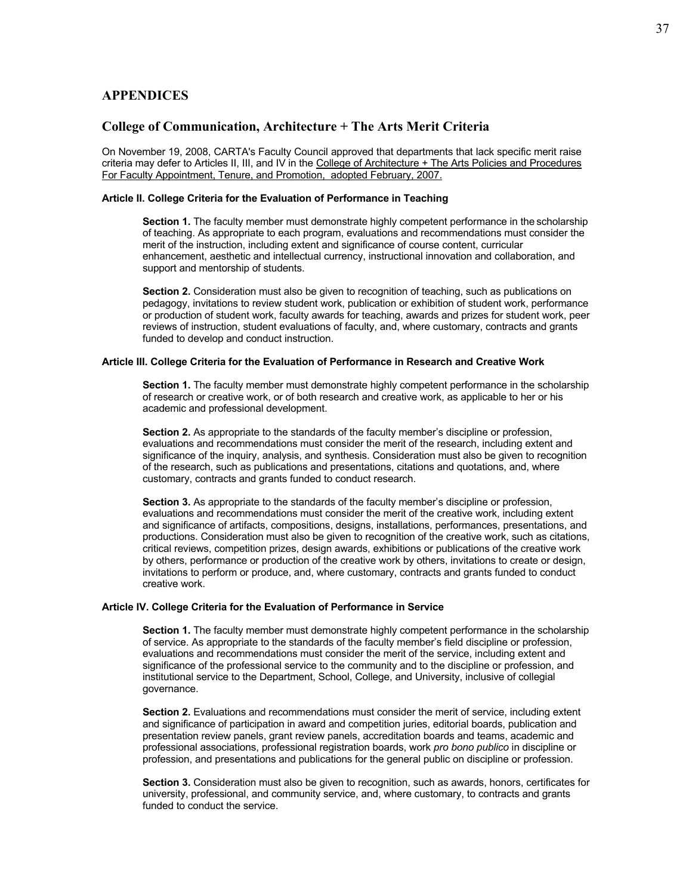## APPENDICES

## College of Communication, Architecture + The Arts Merit Criteria

On November 19, 2008, CARTA's Faculty Council approved that departments that lack specific merit raise criteria may defer to Articles II, III, and IV in the College of Architecture + The Arts Policies and Procedures For Faculty Appointment, Tenure, and Promotion, adopted February, 2007.

#### Article II. College Criteria for the Evaluation of Performance in Teaching

**Section 1.** The faculty member must demonstrate highly competent performance in the scholarship of teaching. As appropriate to each program, evaluations and recommendations must consider the merit of the instruction, including extent and significance of course content, curricular enhancement, aesthetic and intellectual currency, instructional innovation and collaboration, and support and mentorship of students.

**Section 2.** Consideration must also be given to recognition of teaching, such as publications on pedagogy, invitations to review student work, publication or exhibition of student work, performance or production of student work, faculty awards for teaching, awards and prizes for student work, peer reviews of instruction, student evaluations of faculty, and, where customary, contracts and grants funded to develop and conduct instruction.

#### Article III. College Criteria for the Evaluation of Performance in Research and Creative Work

**Section 1.** The faculty member must demonstrate highly competent performance in the scholarship of research or creative work, or of both research and creative work, as applicable to her or his academic and professional development.

**Section 2.** As appropriate to the standards of the faculty member's discipline or profession, evaluations and recommendations must consider the merit of the research, including extent and significance of the inquiry, analysis, and synthesis. Consideration must also be given to recognition of the research, such as publications and presentations, citations and quotations, and, where customary, contracts and grants funded to conduct research.

**Section 3.** As appropriate to the standards of the faculty member's discipline or profession, evaluations and recommendations must consider the merit of the creative work, including extent and significance of artifacts, compositions, designs, installations, performances, presentations, and productions. Consideration must also be given to recognition of the creative work, such as citations, critical reviews, competition prizes, design awards, exhibitions or publications of the creative work by others, performance or production of the creative work by others, invitations to create or design, invitations to perform or produce, and, where customary, contracts and grants funded to conduct creative work.

#### Article IV. College Criteria for the Evaluation of Performance in Service

**Section 1.** The faculty member must demonstrate highly competent performance in the scholarship of service. As appropriate to the standards of the faculty member's field discipline or profession, evaluations and recommendations must consider the merit of the service, including extent and significance of the professional service to the community and to the discipline or profession, and institutional service to the Department, School, College, and University, inclusive of collegial governance.

**Section 2.** Evaluations and recommendations must consider the merit of service, including extent and significance of participation in award and competition juries, editorial boards, publication and presentation review panels, grant review panels, accreditation boards and teams, academic and professional associations, professional registration boards, work *pro bono publico* in discipline or profession, and presentations and publications for the general public on discipline or profession.

**Section 3.** Consideration must also be given to recognition, such as awards, honors, certificates for university, professional, and community service, and, where customary, to contracts and grants funded to conduct the service.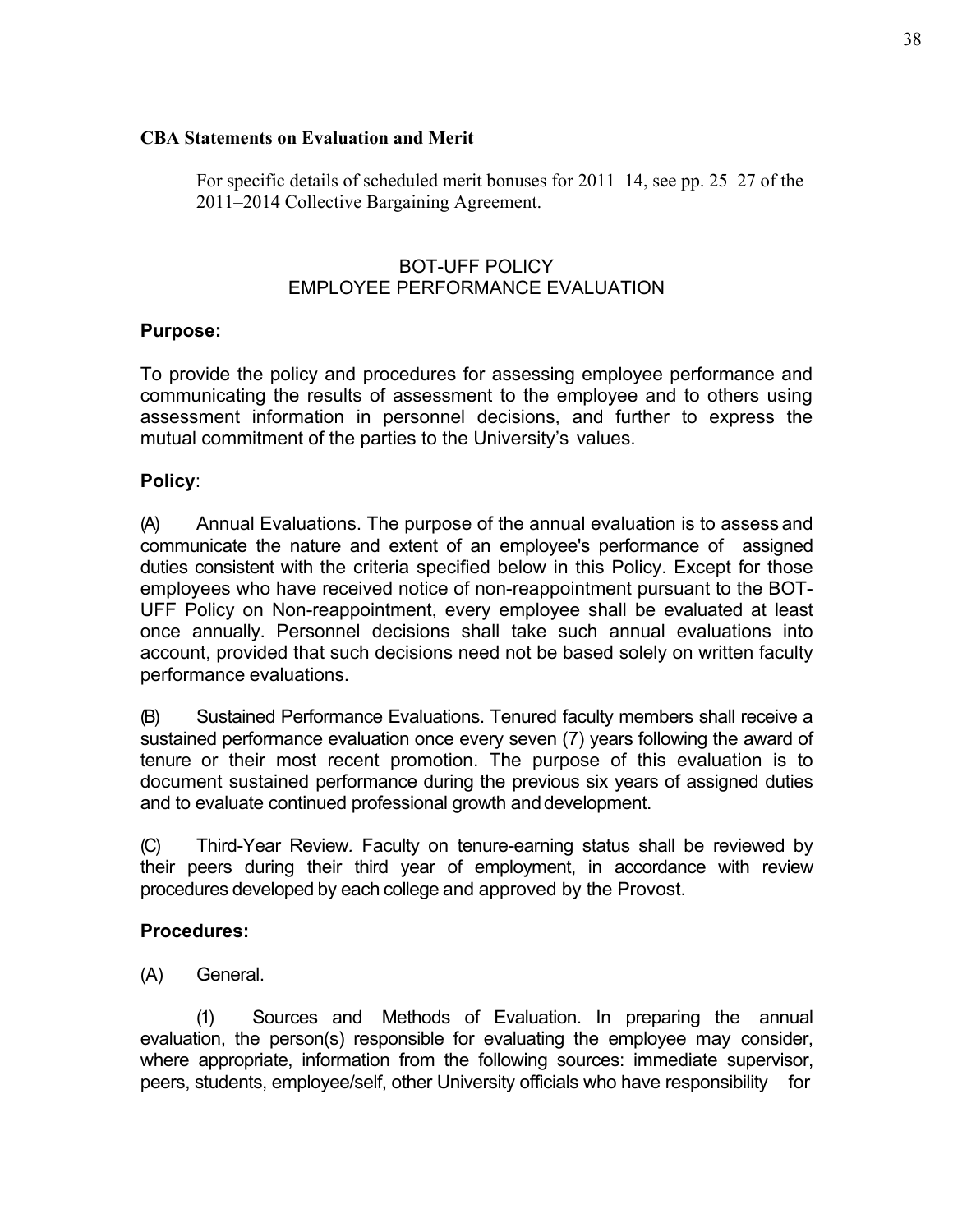**CBA Statements on Evaluation and Merit**

For specific details of scheduled merit bonuses for 2011–14, see pp. 25–27 of the 2011–2014 Collective Bargaining Agreement.

## BOT-UFF POLICY
## EMPLOYEE PERFORMANCE EVALUATION

**Purpose:**

To provide the policy and procedures for assessing employee performance and communicating the results of assessment to the employee and to others using assessment information in personnel decisions, and further to express the mutual commitment of the parties to the University's values.

**Policy**:

(A) Annual Evaluations. The purpose of the annual evaluation is to assess and communicate the nature and extent of an employee's performance of assigned duties consistent with the criteria specified below in this Policy. Except for those employees who have received notice of non-reappointment pursuant to the BOT-UFF Policy on Non-reappointment, every employee shall be evaluated at least once annually. Personnel decisions shall take such annual evaluations into account, provided that such decisions need not be based solely on written faculty performance evaluations.

(B) Sustained Performance Evaluations. Tenured faculty members shall receive a sustained performance evaluation once every seven (7) years following the award of tenure or their most recent promotion. The purpose of this evaluation is to document sustained performance during the previous six years of assigned duties and to evaluate continued professional growth and development.

(C) Third-Year Review. Faculty on tenure-earning status shall be reviewed by their peers during their third year of employment, in accordance with review procedures developed by each college and approved by the Provost.

**Procedures:**

(A) General.

(1) Sources and Methods of Evaluation. In preparing the annual evaluation, the person(s) responsible for evaluating the employee may consider, where appropriate, information from the following sources: immediate supervisor, peers, students, employee/self, other University officials who have responsibility for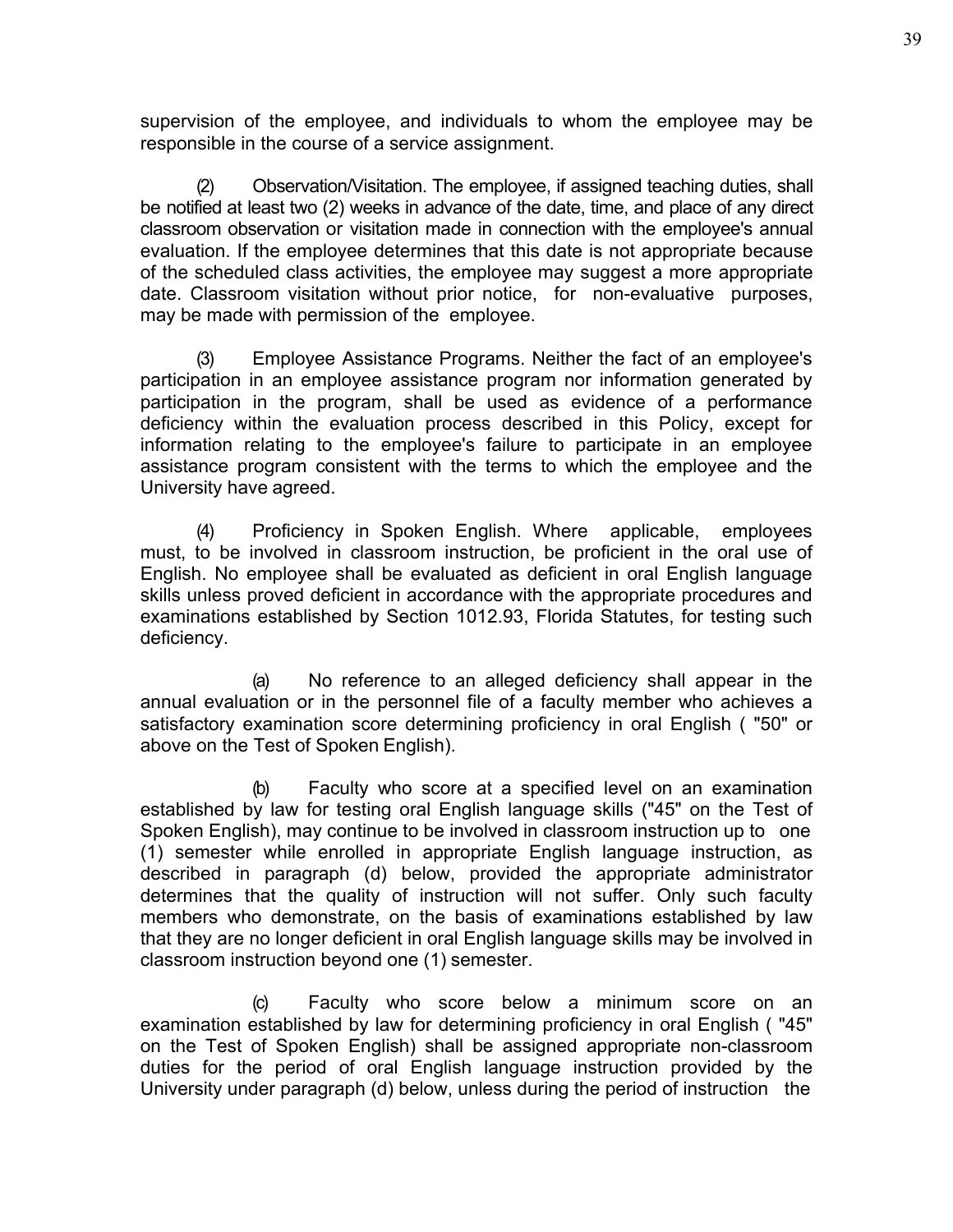supervision of the employee, and individuals to whom the employee may be responsible in the course of a service assignment.

(2) Observation/Visitation. The employee, if assigned teaching duties, shall be notified at least two (2) weeks in advance of the date, time, and place of any direct classroom observation or visitation made in connection with the employee's annual evaluation. If the employee determines that this date is not appropriate because of the scheduled class activities, the employee may suggest a more appropriate date. Classroom visitation without prior notice, for non-evaluative purposes, may be made with permission of the employee.

(3) Employee Assistance Programs. Neither the fact of an employee's participation in an employee assistance program nor information generated by participation in the program, shall be used as evidence of a performance deficiency within the evaluation process described in this Policy, except for information relating to the employee's failure to participate in an employee assistance program consistent with the terms to which the employee and the University have agreed.

(4) Proficiency in Spoken English. Where applicable, employees must, to be involved in classroom instruction, be proficient in the oral use of English. No employee shall be evaluated as deficient in oral English language skills unless proved deficient in accordance with the appropriate procedures and examinations established by Section 1012.93, Florida Statutes, for testing such deficiency.

(a) No reference to an alleged deficiency shall appear in the annual evaluation or in the personnel file of a faculty member who achieves a satisfactory examination score determining proficiency in oral English ( "50" or above on the Test of Spoken English).

(b) Faculty who score at a specified level on an examination established by law for testing oral English language skills ("45" on the Test of Spoken English), may continue to be involved in classroom instruction up to one (1) semester while enrolled in appropriate English language instruction, as described in paragraph (d) below, provided the appropriate administrator determines that the quality of instruction will not suffer. Only such faculty members who demonstrate, on the basis of examinations established by law that they are no longer deficient in oral English language skills may be involved in classroom instruction beyond one (1) semester.

(c) Faculty who score below a minimum score on an examination established by law for determining proficiency in oral English ( "45" on the Test of Spoken English) shall be assigned appropriate non-classroom duties for the period of oral English language instruction provided by the University under paragraph (d) below, unless during the period of instruction the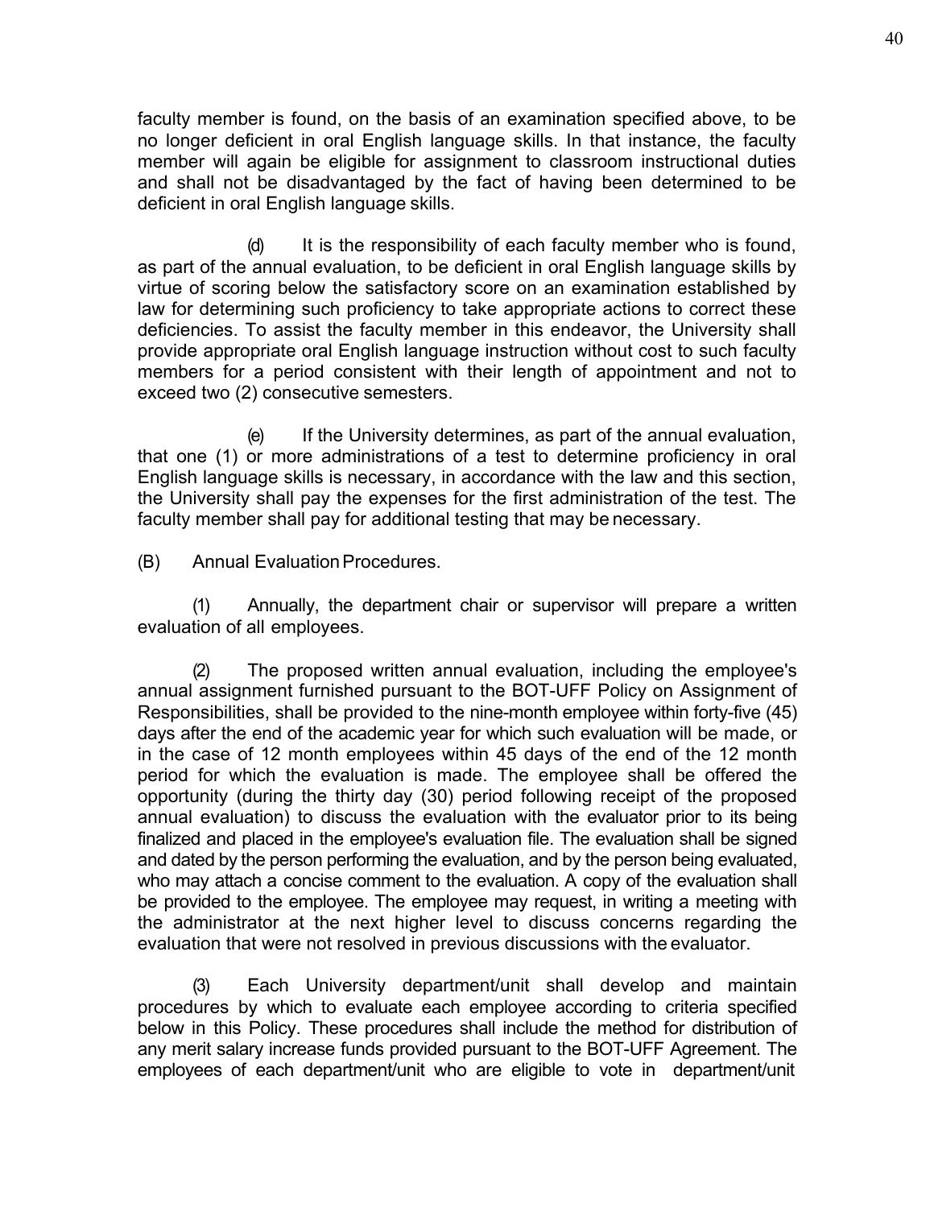faculty member is found, on the basis of an examination specified above, to be no longer deficient in oral English language skills. In that instance, the faculty member will again be eligible for assignment to classroom instructional duties and shall not be disadvantaged by the fact of having been determined to be deficient in oral English language skills.

(d) It is the responsibility of each faculty member who is found, as part of the annual evaluation, to be deficient in oral English language skills by virtue of scoring below the satisfactory score on an examination established by law for determining such proficiency to take appropriate actions to correct these deficiencies. To assist the faculty member in this endeavor, the University shall provide appropriate oral English language instruction without cost to such faculty members for a period consistent with their length of appointment and not to exceed two (2) consecutive semesters.

(e) If the University determines, as part of the annual evaluation, that one (1) or more administrations of a test to determine proficiency in oral English language skills is necessary, in accordance with the law and this section, the University shall pay the expenses for the first administration of the test. The faculty member shall pay for additional testing that may be necessary.

(B) Annual Evaluation Procedures.

(1) Annually, the department chair or supervisor will prepare a written evaluation of all employees.

(2) The proposed written annual evaluation, including the employee's annual assignment furnished pursuant to the BOT-UFF Policy on Assignment of Responsibilities, shall be provided to the nine-month employee within forty-five (45) days after the end of the academic year for which such evaluation will be made, or in the case of 12 month employees within 45 days of the end of the 12 month period for which the evaluation is made. The employee shall be offered the opportunity (during the thirty day (30) period following receipt of the proposed annual evaluation) to discuss the evaluation with the evaluator prior to its being finalized and placed in the employee's evaluation file. The evaluation shall be signed and dated by the person performing the evaluation, and by the person being evaluated, who may attach a concise comment to the evaluation. A copy of the evaluation shall be provided to the employee. The employee may request, in writing a meeting with the administrator at the next higher level to discuss concerns regarding the evaluation that were not resolved in previous discussions with the evaluator.

(3) Each University department/unit shall develop and maintain procedures by which to evaluate each employee according to criteria specified below in this Policy. These procedures shall include the method for distribution of any merit salary increase funds provided pursuant to the BOT-UFF Agreement. The employees of each department/unit who are eligible to vote in department/unit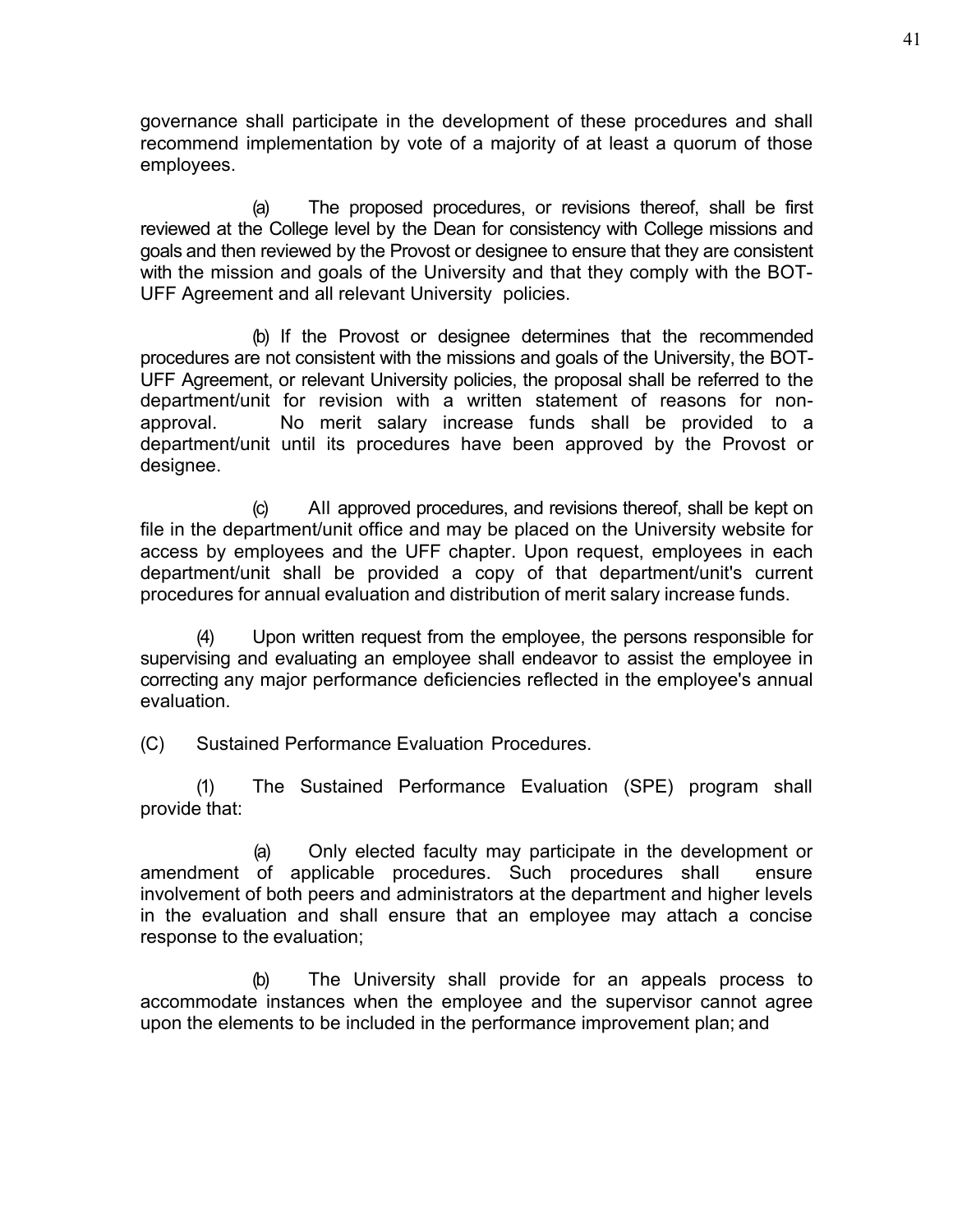governance shall participate in the development of these procedures and shall recommend implementation by vote of a majority of at least a quorum of those employees.

(a) The proposed procedures, or revisions thereof, shall be first reviewed at the College level by the Dean for consistency with College missions and goals and then reviewed by the Provost or designee to ensure that they are consistent with the mission and goals of the University and that they comply with the BOT-UFF Agreement and all relevant University policies.

(b) If the Provost or designee determines that the recommended procedures are not consistent with the missions and goals of the University, the BOT-UFF Agreement, or relevant University policies, the proposal shall be referred to the department/unit for revision with a written statement of reasons for non-approval. No merit salary increase funds shall be provided to a department/unit until its procedures have been approved by the Provost or designee.

(c) All approved procedures, and revisions thereof, shall be kept on file in the department/unit office and may be placed on the University website for access by employees and the UFF chapter. Upon request, employees in each department/unit shall be provided a copy of that department/unit's current procedures for annual evaluation and distribution of merit salary increase funds.

(4) Upon written request from the employee, the persons responsible for supervising and evaluating an employee shall endeavor to assist the employee in correcting any major performance deficiencies reflected in the employee's annual evaluation.

(C) Sustained Performance Evaluation Procedures.

(1) The Sustained Performance Evaluation (SPE) program shall provide that:

(a) Only elected faculty may participate in the development or amendment of applicable procedures. Such procedures shall ensure involvement of both peers and administrators at the department and higher levels in the evaluation and shall ensure that an employee may attach a concise response to the evaluation;

(b) The University shall provide for an appeals process to accommodate instances when the employee and the supervisor cannot agree upon the elements to be included in the performance improvement plan; and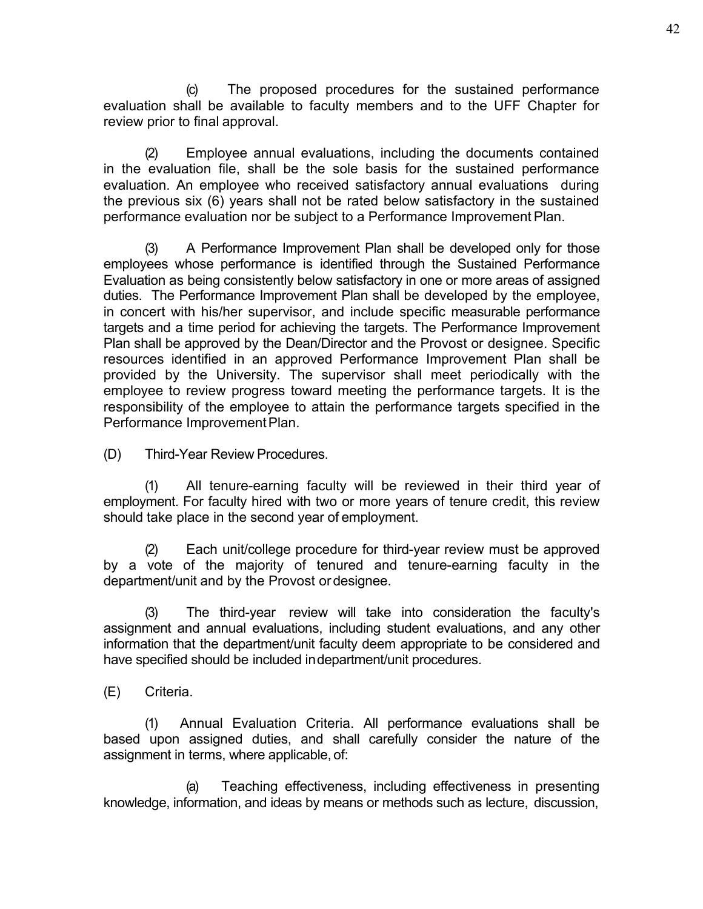(c) The proposed procedures for the sustained performance evaluation shall be available to faculty members and to the UFF Chapter for review prior to final approval.

(2) Employee annual evaluations, including the documents contained in the evaluation file, shall be the sole basis for the sustained performance evaluation. An employee who received satisfactory annual evaluations during the previous six (6) years shall not be rated below satisfactory in the sustained performance evaluation nor be subject to a Performance Improvement Plan.

(3) A Performance Improvement Plan shall be developed only for those employees whose performance is identified through the Sustained Performance Evaluation as being consistently below satisfactory in one or more areas of assigned duties. The Performance Improvement Plan shall be developed by the employee, in concert with his/her supervisor, and include specific measurable performance targets and a time period for achieving the targets. The Performance Improvement Plan shall be approved by the Dean/Director and the Provost or designee. Specific resources identified in an approved Performance Improvement Plan shall be provided by the University. The supervisor shall meet periodically with the employee to review progress toward meeting the performance targets. It is the responsibility of the employee to attain the performance targets specified in the Performance Improvement Plan.

(D) Third-Year Review Procedures.

(1) All tenure-earning faculty will be reviewed in their third year of employment. For faculty hired with two or more years of tenure credit, this review should take place in the second year of employment.

(2) Each unit/college procedure for third-year review must be approved by a vote of the majority of tenured and tenure-earning faculty in the department/unit and by the Provost or designee.

(3) The third-year review will take into consideration the faculty's assignment and annual evaluations, including student evaluations, and any other information that the department/unit faculty deem appropriate to be considered and have specified should be included in department/unit procedures.

(E) Criteria.

(1) Annual Evaluation Criteria. All performance evaluations shall be based upon assigned duties, and shall carefully consider the nature of the assignment in terms, where applicable, of:

(a) Teaching effectiveness, including effectiveness in presenting knowledge, information, and ideas by means or methods such as lecture, discussion,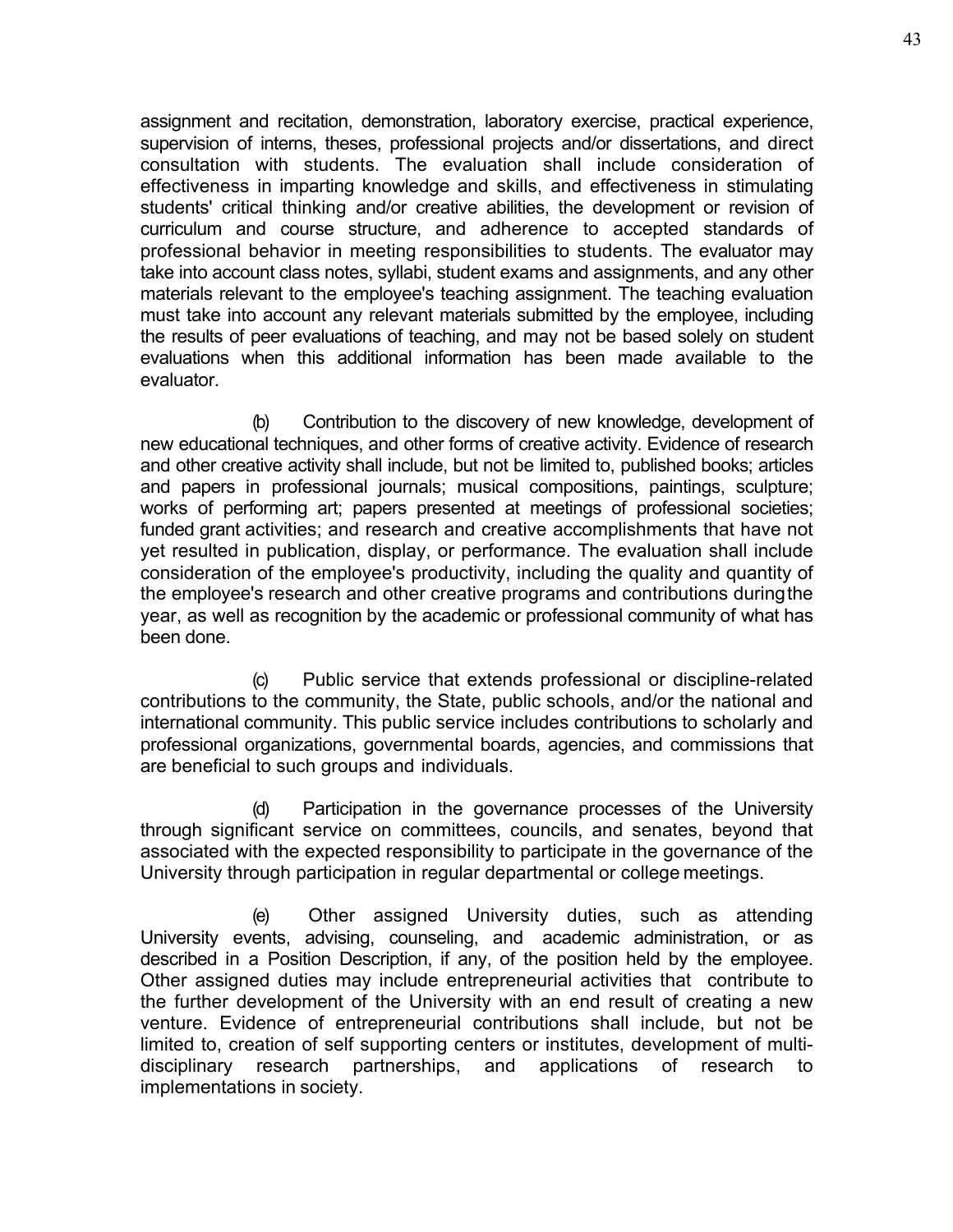assignment and recitation, demonstration, laboratory exercise, practical experience, supervision of interns, theses, professional projects and/or dissertations, and direct consultation with students. The evaluation shall include consideration of effectiveness in imparting knowledge and skills, and effectiveness in stimulating students' critical thinking and/or creative abilities, the development or revision of curriculum and course structure, and adherence to accepted standards of professional behavior in meeting responsibilities to students. The evaluator may take into account class notes, syllabi, student exams and assignments, and any other materials relevant to the employee's teaching assignment. The teaching evaluation must take into account any relevant materials submitted by the employee, including the results of peer evaluations of teaching, and may not be based solely on student evaluations when this additional information has been made available to the evaluator.

(b) Contribution to the discovery of new knowledge, development of new educational techniques, and other forms of creative activity. Evidence of research and other creative activity shall include, but not be limited to, published books; articles and papers in professional journals; musical compositions, paintings, sculpture; works of performing art; papers presented at meetings of professional societies; funded grant activities; and research and creative accomplishments that have not yet resulted in publication, display, or performance. The evaluation shall include consideration of the employee's productivity, including the quality and quantity of the employee's research and other creative programs and contributions during the year, as well as recognition by the academic or professional community of what has been done.

(c) Public service that extends professional or discipline-related contributions to the community, the State, public schools, and/or the national and international community. This public service includes contributions to scholarly and professional organizations, governmental boards, agencies, and commissions that are beneficial to such groups and individuals.

(d) Participation in the governance processes of the University through significant service on committees, councils, and senates, beyond that associated with the expected responsibility to participate in the governance of the University through participation in regular departmental or college meetings.

(e) Other assigned University duties, such as attending University events, advising, counseling, and academic administration, or as described in a Position Description, if any, of the position held by the employee. Other assigned duties may include entrepreneurial activities that contribute to the further development of the University with an end result of creating a new venture. Evidence of entrepreneurial contributions shall include, but not be limited to, creation of self supporting centers or institutes, development of multi-disciplinary research partnerships, and applications of research to implementations in society.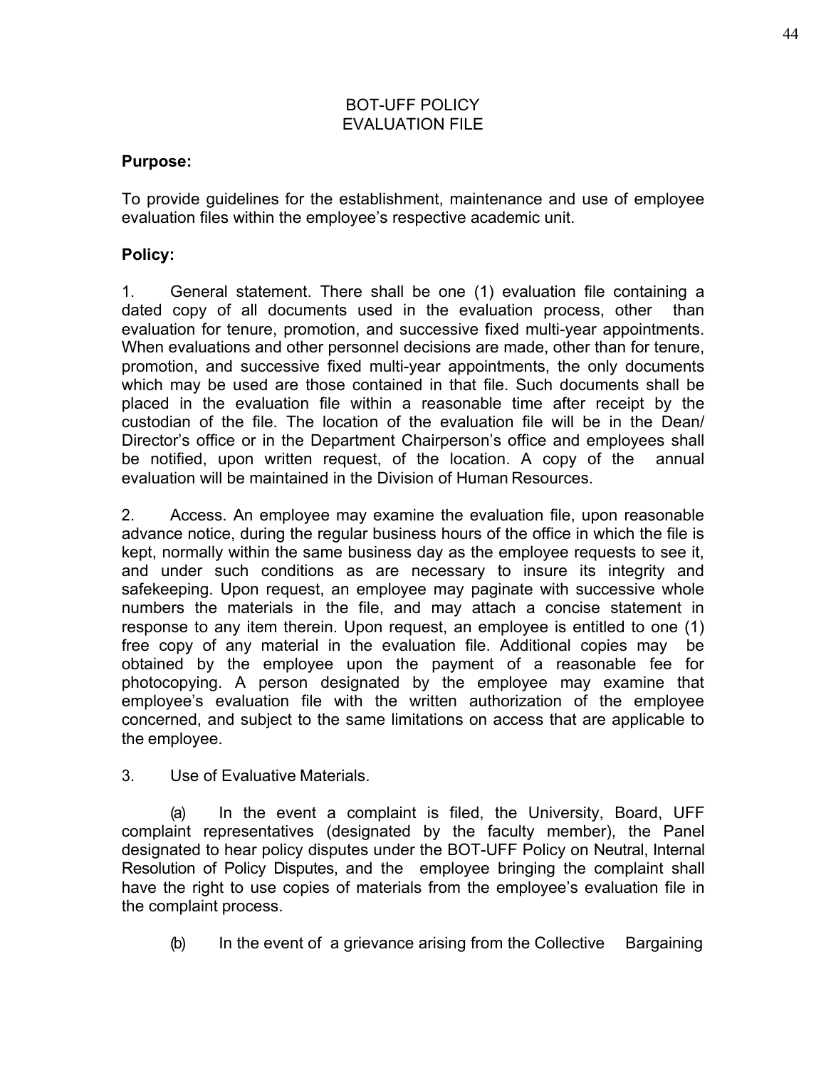# BOT-UFF POLICY
# EVALUATION FILE

**Purpose:**

To provide guidelines for the establishment, maintenance and use of employee evaluation files within the employee's respective academic unit.

**Policy:**

1. General statement. There shall be one (1) evaluation file containing a dated copy of all documents used in the evaluation process, other than evaluation for tenure, promotion, and successive fixed multi-year appointments. When evaluations and other personnel decisions are made, other than for tenure, promotion, and successive fixed multi-year appointments, the only documents which may be used are those contained in that file. Such documents shall be placed in the evaluation file within a reasonable time after receipt by the custodian of the file. The location of the evaluation file will be in the Dean/ Director's office or in the Department Chairperson's office and employees shall be notified, upon written request, of the location. A copy of the annual evaluation will be maintained in the Division of Human Resources.

2. Access. An employee may examine the evaluation file, upon reasonable advance notice, during the regular business hours of the office in which the file is kept, normally within the same business day as the employee requests to see it, and under such conditions as are necessary to insure its integrity and safekeeping. Upon request, an employee may paginate with successive whole numbers the materials in the file, and may attach a concise statement in response to any item therein. Upon request, an employee is entitled to one (1) free copy of any material in the evaluation file. Additional copies may be obtained by the employee upon the payment of a reasonable fee for photocopying. A person designated by the employee may examine that employee's evaluation file with the written authorization of the employee concerned, and subject to the same limitations on access that are applicable to the employee.

3. Use of Evaluative Materials.

(a) In the event a complaint is filed, the University, Board, UFF complaint representatives (designated by the faculty member), the Panel designated to hear policy disputes under the BOT-UFF Policy on Neutral, Internal Resolution of Policy Disputes, and the employee bringing the complaint shall have the right to use copies of materials from the employee's evaluation file in the complaint process.

(b) In the event of a grievance arising from the Collective Bargaining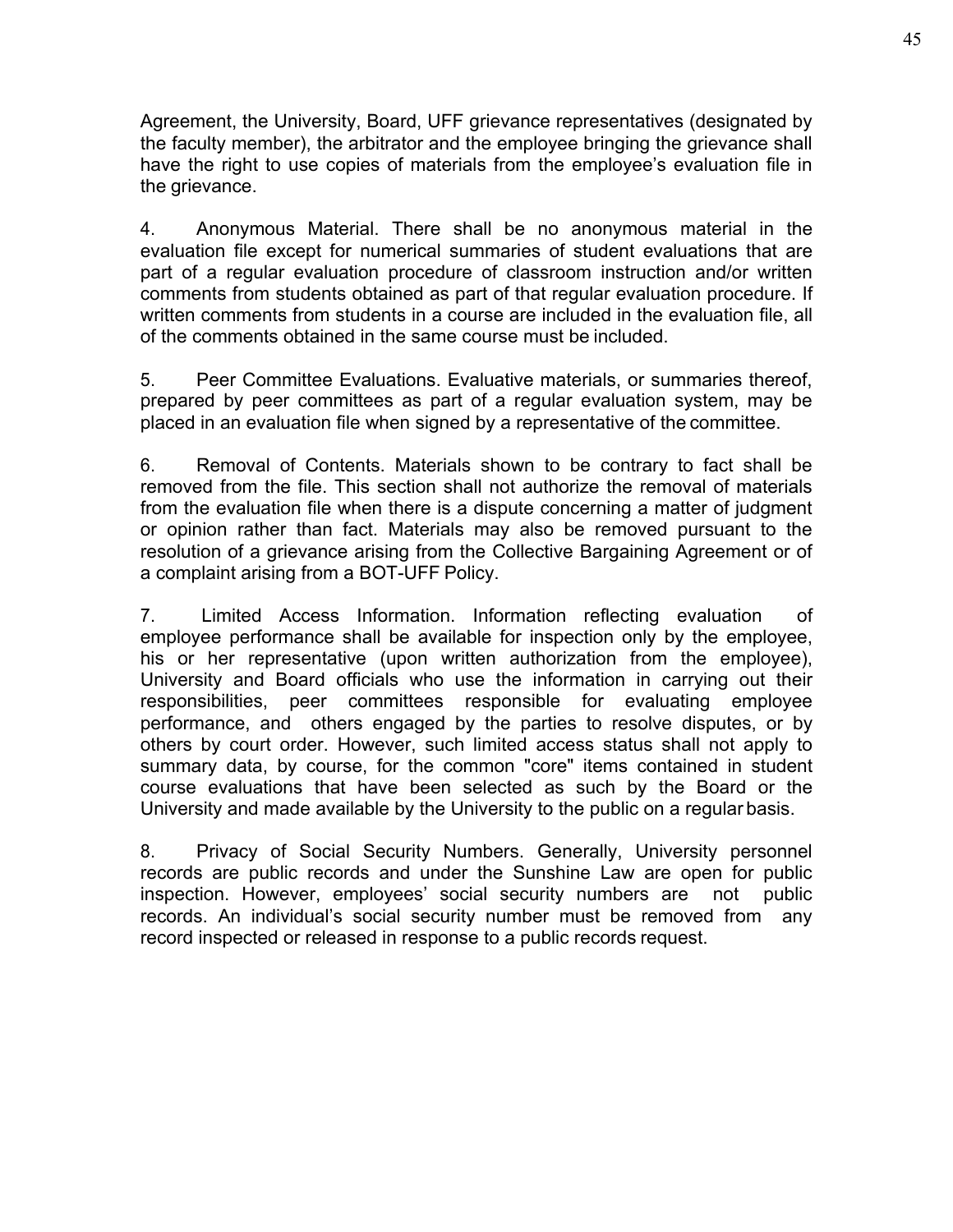Agreement, the University, Board, UFF grievance representatives (designated by the faculty member), the arbitrator and the employee bringing the grievance shall have the right to use copies of materials from the employee's evaluation file in the grievance.

4. Anonymous Material. There shall be no anonymous material in the evaluation file except for numerical summaries of student evaluations that are part of a regular evaluation procedure of classroom instruction and/or written comments from students obtained as part of that regular evaluation procedure. If written comments from students in a course are included in the evaluation file, all of the comments obtained in the same course must be included.

5. Peer Committee Evaluations. Evaluative materials, or summaries thereof, prepared by peer committees as part of a regular evaluation system, may be placed in an evaluation file when signed by a representative of the committee.

6. Removal of Contents. Materials shown to be contrary to fact shall be removed from the file. This section shall not authorize the removal of materials from the evaluation file when there is a dispute concerning a matter of judgment or opinion rather than fact. Materials may also be removed pursuant to the resolution of a grievance arising from the Collective Bargaining Agreement or of a complaint arising from a BOT-UFF Policy.

7. Limited Access Information. Information reflecting evaluation of employee performance shall be available for inspection only by the employee, his or her representative (upon written authorization from the employee), University and Board officials who use the information in carrying out their responsibilities, peer committees responsible for evaluating employee performance, and others engaged by the parties to resolve disputes, or by others by court order. However, such limited access status shall not apply to summary data, by course, for the common "core" items contained in student course evaluations that have been selected as such by the Board or the University and made available by the University to the public on a regular basis.

8. Privacy of Social Security Numbers. Generally, University personnel records are public records and under the Sunshine Law are open for public inspection. However, employees' social security numbers are not public records. An individual's social security number must be removed from any record inspected or released in response to a public records request.